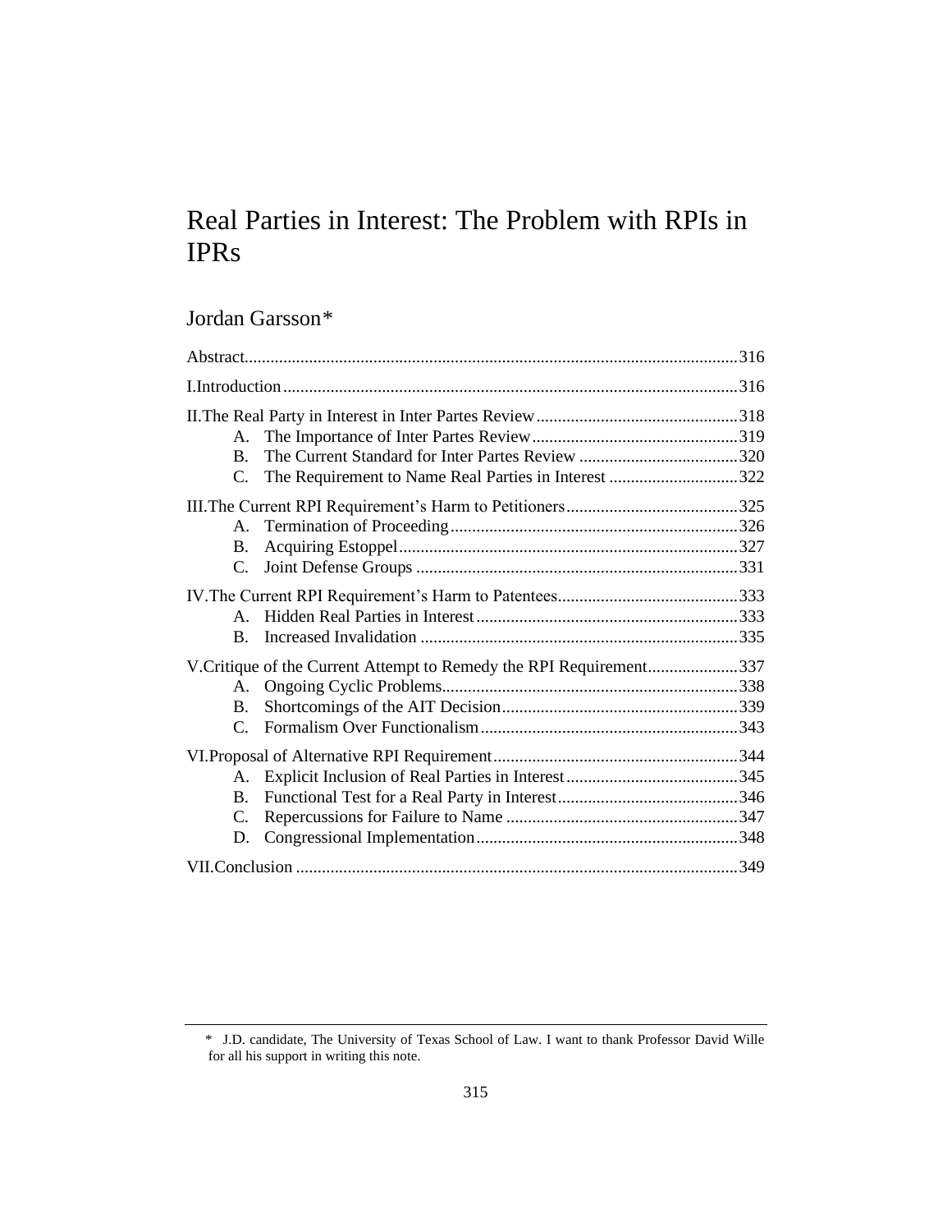# Real Parties in Interest: The Problem with RPIs in IPRs

## Jordan Garsson*

Abstract..........316

I.Introduction..........316

II.The Real Party in Interest in Inter Partes Review..........318
- A. The Importance of Inter Partes Review..........319
- B. The Current Standard for Inter Partes Review..........320
- C. The Requirement to Name Real Parties in Interest..........322

III.The Current RPI Requirement's Harm to Petitioners..........325
- A. Termination of Proceeding..........326
- B. Acquiring Estoppel..........327
- C. Joint Defense Groups..........331

IV.The Current RPI Requirement's Harm to Patentees..........333
- A. Hidden Real Parties in Interest..........333
- B. Increased Invalidation..........335

V.Critique of the Current Attempt to Remedy the RPI Requirement..........337
- A. Ongoing Cyclic Problems..........338
- B. Shortcomings of the AIT Decision..........339
- C. Formalism Over Functionalism..........343

VI.Proposal of Alternative RPI Requirement..........344
- A. Explicit Inclusion of Real Parties in Interest..........345
- B. Functional Test for a Real Party in Interest..........346
- C. Repercussions for Failure to Name..........347
- D. Congressional Implementation..........348

VII.Conclusion..........349

---

\* J.D. candidate, The University of Texas School of Law. I want to thank Professor David Wille for all his support in writing this note.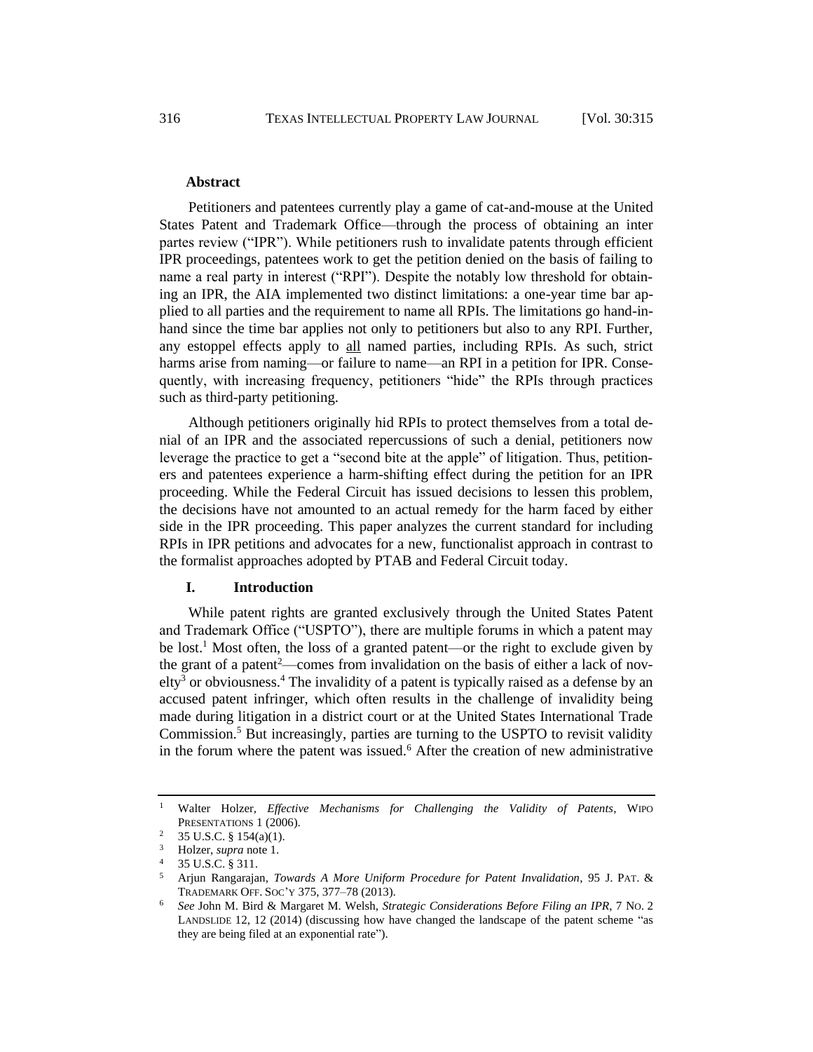**Abstract**

Petitioners and patentees currently play a game of cat-and-mouse at the United States Patent and Trademark Office—through the process of obtaining an inter partes review ("IPR"). While petitioners rush to invalidate patents through efficient IPR proceedings, patentees work to get the petition denied on the basis of failing to name a real party in interest ("RPI"). Despite the notably low threshold for obtaining an IPR, the AIA implemented two distinct limitations: a one-year time bar applied to all parties and the requirement to name all RPIs. The limitations go hand-in-hand since the time bar applies not only to petitioners but also to any RPI. Further, any estoppel effects apply to all named parties, including RPIs. As such, strict harms arise from naming—or failure to name—an RPI in a petition for IPR. Consequently, with increasing frequency, petitioners "hide" the RPIs through practices such as third-party petitioning.

Although petitioners originally hid RPIs to protect themselves from a total denial of an IPR and the associated repercussions of such a denial, petitioners now leverage the practice to get a "second bite at the apple" of litigation. Thus, petitioners and patentees experience a harm-shifting effect during the petition for an IPR proceeding. While the Federal Circuit has issued decisions to lessen this problem, the decisions have not amounted to an actual remedy for the harm faced by either side in the IPR proceeding. This paper analyzes the current standard for including RPIs in IPR petitions and advocates for a new, functionalist approach in contrast to the formalist approaches adopted by PTAB and Federal Circuit today.

## I. Introduction

While patent rights are granted exclusively through the United States Patent and Trademark Office ("USPTO"), there are multiple forums in which a patent may be lost.[1] Most often, the loss of a granted patent—or the right to exclude given by the grant of a patent[2]—comes from invalidation on the basis of either a lack of novelty[3] or obviousness.[4] The invalidity of a patent is typically raised as a defense by an accused patent infringer, which often results in the challenge of invalidity being made during litigation in a district court or at the United States International Trade Commission.[5] But increasingly, parties are turning to the USPTO to revisit validity in the forum where the patent was issued.[6] After the creation of new administrative

---

[1] Walter Holzer, *Effective Mechanisms for Challenging the Validity of Patents*, WIPO PRESENTATIONS 1 (2006).

[2] 35 U.S.C. § 154(a)(1).

[3] Holzer, *supra* note 1.

[4] 35 U.S.C. § 311.

[5] Arjun Rangarajan, *Towards A More Uniform Procedure for Patent Invalidation*, 95 J. PAT. & TRADEMARK OFF. SOC'Y 375, 377–78 (2013).

[6] *See* John M. Bird & Margaret M. Welsh, *Strategic Considerations Before Filing an IPR*, 7 NO. 2 LANDSLIDE 12, 12 (2014) (discussing how have changed the landscape of the patent scheme "as they are being filed at an exponential rate").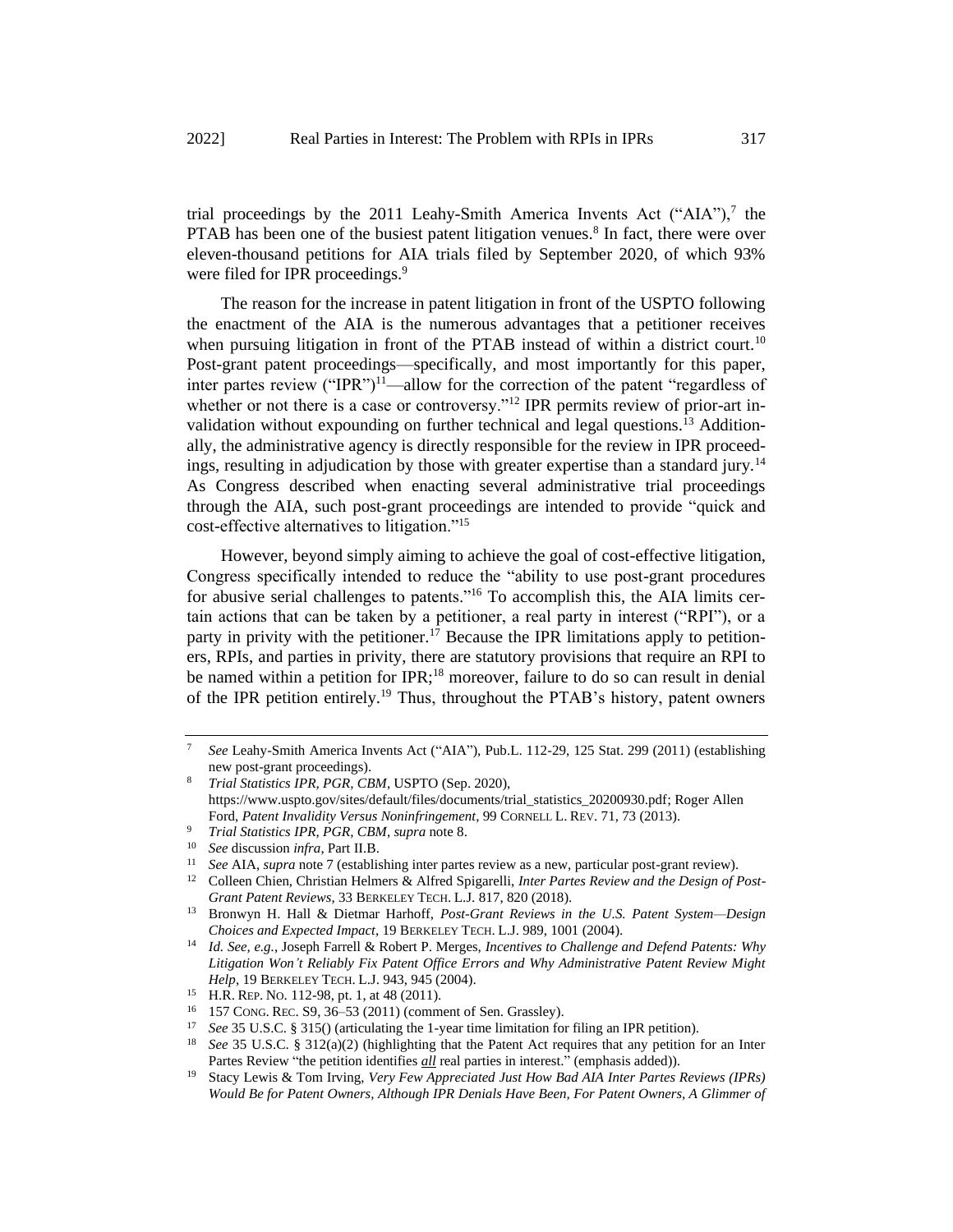trial proceedings by the 2011 Leahy-Smith America Invents Act ("AIA"),[7] the PTAB has been one of the busiest patent litigation venues.[8] In fact, there were over eleven-thousand petitions for AIA trials filed by September 2020, of which 93% were filed for IPR proceedings.[9]

The reason for the increase in patent litigation in front of the USPTO following the enactment of the AIA is the numerous advantages that a petitioner receives when pursuing litigation in front of the PTAB instead of within a district court.[10] Post-grant patent proceedings—specifically, and most importantly for this paper, inter partes review ("IPR")[11]—allow for the correction of the patent "regardless of whether or not there is a case or controversy."[12] IPR permits review of prior-art invalidation without expounding on further technical and legal questions.[13] Additionally, the administrative agency is directly responsible for the review in IPR proceedings, resulting in adjudication by those with greater expertise than a standard jury.[14] As Congress described when enacting several administrative trial proceedings through the AIA, such post-grant proceedings are intended to provide "quick and cost-effective alternatives to litigation."[15]

However, beyond simply aiming to achieve the goal of cost-effective litigation, Congress specifically intended to reduce the "ability to use post-grant procedures for abusive serial challenges to patents."[16] To accomplish this, the AIA limits certain actions that can be taken by a petitioner, a real party in interest ("RPI"), or a party in privity with the petitioner.[17] Because the IPR limitations apply to petitioners, RPIs, and parties in privity, there are statutory provisions that require an RPI to be named within a petition for IPR;[18] moreover, failure to do so can result in denial of the IPR petition entirely.[19] Thus, throughout the PTAB's history, patent owners

---

[7] *See* Leahy-Smith America Invents Act ("AIA"), Pub.L. 112-29, 125 Stat. 299 (2011) (establishing new post-grant proceedings).

[8] *Trial Statistics IPR, PGR, CBM*, USPTO (Sep. 2020), https://www.uspto.gov/sites/default/files/documents/trial_statistics_20200930.pdf; Roger Allen Ford, *Patent Invalidity Versus Noninfringement*, 99 CORNELL L. REV. 71, 73 (2013).

[9] *Trial Statistics IPR, PGR, CBM*, *supra* note 8.

[10] *See* discussion *infra*, Part II.B.

[11] *See* AIA, *supra* note 7 (establishing inter partes review as a new, particular post-grant review).

[12] Colleen Chien, Christian Helmers & Alfred Spigarelli, *Inter Partes Review and the Design of Post-Grant Patent Reviews*, 33 BERKELEY TECH. L.J. 817, 820 (2018).

[13] Bronwyn H. Hall & Dietmar Harhoff, *Post-Grant Reviews in the U.S. Patent System—Design Choices and Expected Impact*, 19 BERKELEY TECH. L.J. 989, 1001 (2004).

[14] *Id. See, e.g.*, Joseph Farrell & Robert P. Merges, *Incentives to Challenge and Defend Patents: Why Litigation Won't Reliably Fix Patent Office Errors and Why Administrative Patent Review Might Help*, 19 BERKELEY TECH. L.J. 943, 945 (2004).

[15] H.R. REP. NO. 112-98, pt. 1, at 48 (2011).

[16] 157 CONG. REC. S9, 36–53 (2011) (comment of Sen. Grassley).

[17] *See* 35 U.S.C. § 315() (articulating the 1-year time limitation for filing an IPR petition).

[18] *See* 35 U.S.C. § 312(a)(2) (highlighting that the Patent Act requires that any petition for an Inter Partes Review "the petition identifies ***all*** real parties in interest." (emphasis added)).

[19] Stacy Lewis & Tom Irving, *Very Few Appreciated Just How Bad AIA Inter Partes Reviews (IPRs) Would Be for Patent Owners, Although IPR Denials Have Been, For Patent Owners, A Glimmer of*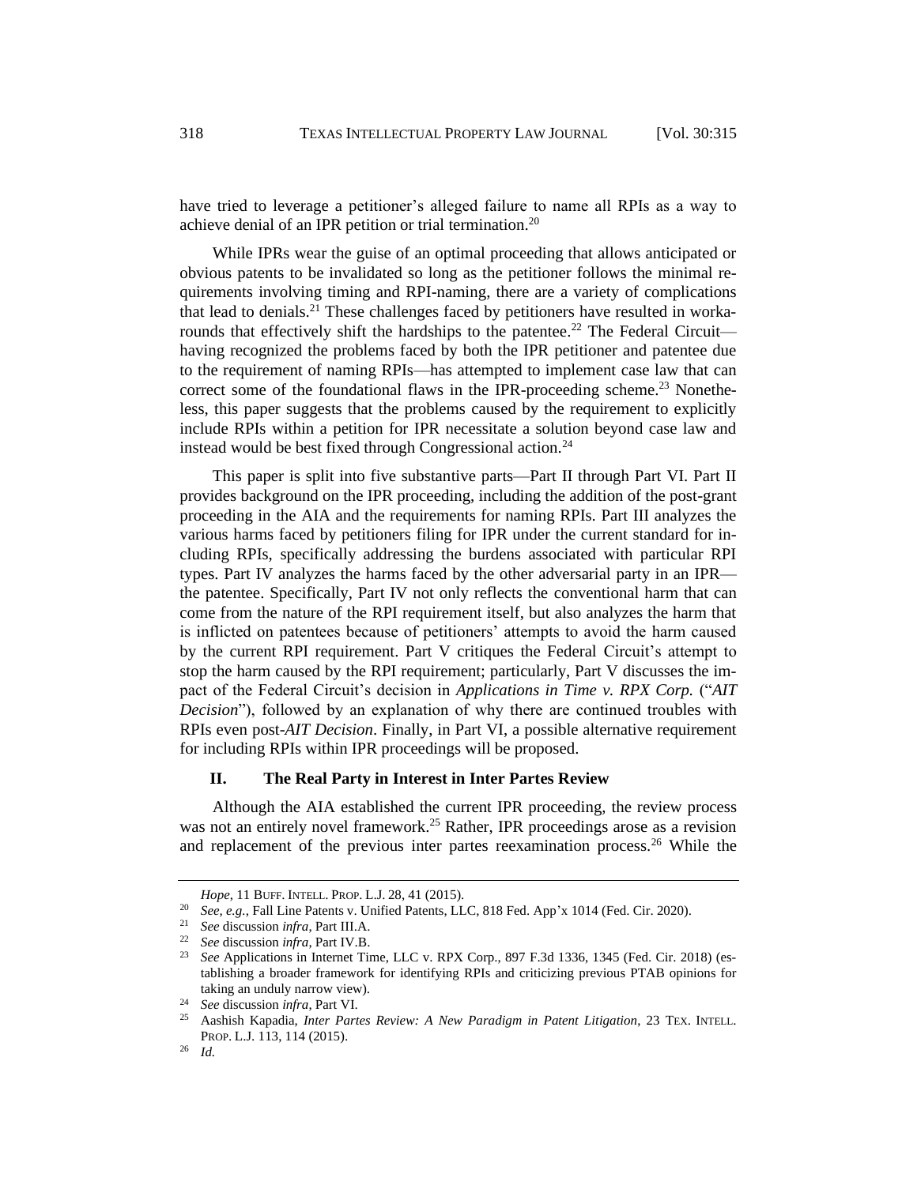have tried to leverage a petitioner's alleged failure to name all RPIs as a way to achieve denial of an IPR petition or trial termination.[20]

While IPRs wear the guise of an optimal proceeding that allows anticipated or obvious patents to be invalidated so long as the petitioner follows the minimal requirements involving timing and RPI-naming, there are a variety of complications that lead to denials.[21] These challenges faced by petitioners have resulted in workarounds that effectively shift the hardships to the patentee.[22] The Federal Circuit—having recognized the problems faced by both the IPR petitioner and patentee due to the requirement of naming RPIs—has attempted to implement case law that can correct some of the foundational flaws in the IPR-proceeding scheme.[23] Nonetheless, this paper suggests that the problems caused by the requirement to explicitly include RPIs within a petition for IPR necessitate a solution beyond case law and instead would be best fixed through Congressional action.[24]

This paper is split into five substantive parts—Part II through Part VI. Part II provides background on the IPR proceeding, including the addition of the post-grant proceeding in the AIA and the requirements for naming RPIs. Part III analyzes the various harms faced by petitioners filing for IPR under the current standard for including RPIs, specifically addressing the burdens associated with particular RPI types. Part IV analyzes the harms faced by the other adversarial party in an IPR—the patentee. Specifically, Part IV not only reflects the conventional harm that can come from the nature of the RPI requirement itself, but also analyzes the harm that is inflicted on patentees because of petitioners' attempts to avoid the harm caused by the current RPI requirement. Part V critiques the Federal Circuit's attempt to stop the harm caused by the RPI requirement; particularly, Part V discusses the impact of the Federal Circuit's decision in *Applications in Time v. RPX Corp.* ("*AIT Decision*"), followed by an explanation of why there are continued troubles with RPIs even post-*AIT Decision*. Finally, in Part VI, a possible alternative requirement for including RPIs within IPR proceedings will be proposed.

## II. The Real Party in Interest in Inter Partes Review

Although the AIA established the current IPR proceeding, the review process was not an entirely novel framework.[25] Rather, IPR proceedings arose as a revision and replacement of the previous inter partes reexamination process.[26] While the

---

*Hope*, 11 BUFF. INTELL. PROP. L.J. 28, 41 (2015).

[20] *See, e.g.*, Fall Line Patents v. Unified Patents, LLC, 818 Fed. App'x 1014 (Fed. Cir. 2020).

[21] *See* discussion *infra*, Part III.A.

[22] *See* discussion *infra*, Part IV.B.

[23] *See* Applications in Internet Time, LLC v. RPX Corp., 897 F.3d 1336, 1345 (Fed. Cir. 2018) (establishing a broader framework for identifying RPIs and criticizing previous PTAB opinions for taking an unduly narrow view).

[24] *See* discussion *infra*, Part VI.

[25] Aashish Kapadia, *Inter Partes Review: A New Paradigm in Patent Litigation*, 23 TEX. INTELL. PROP. L.J. 113, 114 (2015).

[26] *Id.*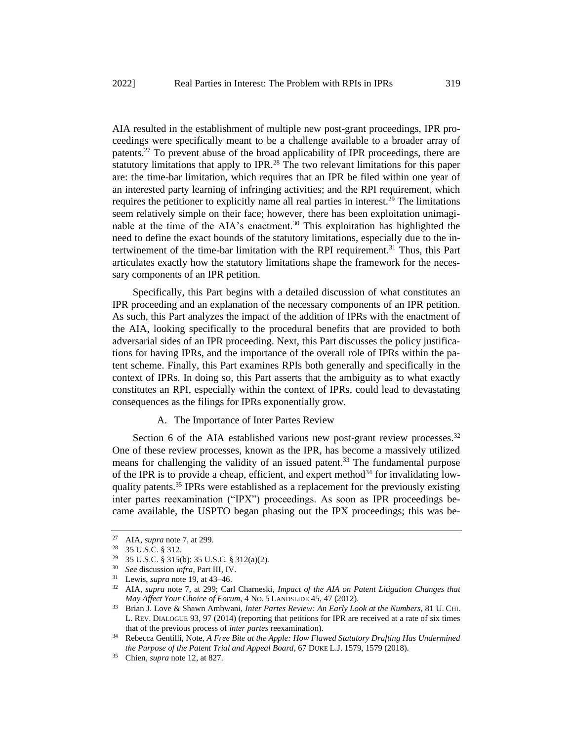AIA resulted in the establishment of multiple new post-grant proceedings, IPR proceedings were specifically meant to be a challenge available to a broader array of patents.[27] To prevent abuse of the broad applicability of IPR proceedings, there are statutory limitations that apply to IPR.[28] The two relevant limitations for this paper are: the time-bar limitation, which requires that an IPR be filed within one year of an interested party learning of infringing activities; and the RPI requirement, which requires the petitioner to explicitly name all real parties in interest.[29] The limitations seem relatively simple on their face; however, there has been exploitation unimaginable at the time of the AIA's enactment.[30] This exploitation has highlighted the need to define the exact bounds of the statutory limitations, especially due to the intertwinement of the time-bar limitation with the RPI requirement.[31] Thus, this Part articulates exactly how the statutory limitations shape the framework for the necessary components of an IPR petition.

Specifically, this Part begins with a detailed discussion of what constitutes an IPR proceeding and an explanation of the necessary components of an IPR petition. As such, this Part analyzes the impact of the addition of IPRs with the enactment of the AIA, looking specifically to the procedural benefits that are provided to both adversarial sides of an IPR proceeding. Next, this Part discusses the policy justifications for having IPRs, and the importance of the overall role of IPRs within the patent scheme. Finally, this Part examines RPIs both generally and specifically in the context of IPRs. In doing so, this Part asserts that the ambiguity as to what exactly constitutes an RPI, especially within the context of IPRs, could lead to devastating consequences as the filings for IPRs exponentially grow.

### A. The Importance of Inter Partes Review

Section 6 of the AIA established various new post-grant review processes.[32] One of these review processes, known as the IPR, has become a massively utilized means for challenging the validity of an issued patent.[33] The fundamental purpose of the IPR is to provide a cheap, efficient, and expert method[34] for invalidating low-quality patents.[35] IPRs were established as a replacement for the previously existing inter partes reexamination ("IPX") proceedings. As soon as IPR proceedings became available, the USPTO began phasing out the IPX proceedings; this was be-

---

[27] AIA, *supra* note 7, at 299.

[28] 35 U.S.C. § 312.

[29] 35 U.S.C. § 315(b); 35 U.S.C. § 312(a)(2).

[30] *See* discussion *infra*, Part III, IV.

[31] Lewis, *supra* note 19, at 43–46.

[32] AIA, *supra* note 7, at 299; Carl Charneski, *Impact of the AIA on Patent Litigation Changes that May Affect Your Choice of Forum*, 4 NO. 5 LANDSLIDE 45, 47 (2012).

[33] Brian J. Love & Shawn Ambwani, *Inter Partes Review: An Early Look at the Numbers*, 81 U. CHI. L. REV. DIALOGUE 93, 97 (2014) (reporting that petitions for IPR are received at a rate of six times that of the previous process of *inter partes* reexamination).

[34] Rebecca Gentilli, Note, *A Free Bite at the Apple: How Flawed Statutory Drafting Has Undermined the Purpose of the Patent Trial and Appeal Board*, 67 DUKE L.J. 1579, 1579 (2018).

[35] Chien, *supra* note 12, at 827.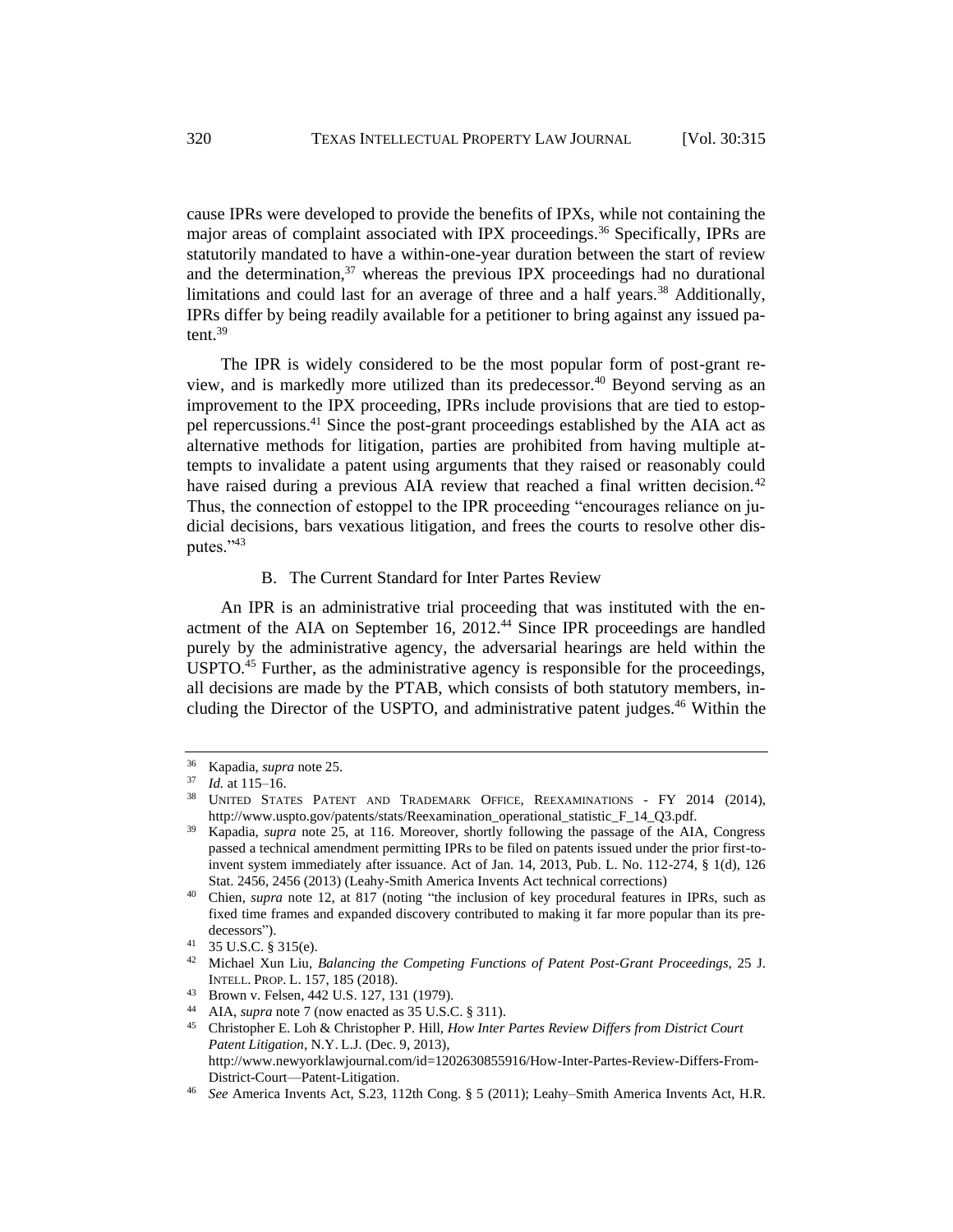cause IPRs were developed to provide the benefits of IPXs, while not containing the major areas of complaint associated with IPX proceedings.[36] Specifically, IPRs are statutorily mandated to have a within-one-year duration between the start of review and the determination,[37] whereas the previous IPX proceedings had no durational limitations and could last for an average of three and a half years.[38] Additionally, IPRs differ by being readily available for a petitioner to bring against any issued patent.[39]

The IPR is widely considered to be the most popular form of post-grant review, and is markedly more utilized than its predecessor.[40] Beyond serving as an improvement to the IPX proceeding, IPRs include provisions that are tied to estoppel repercussions.[41] Since the post-grant proceedings established by the AIA act as alternative methods for litigation, parties are prohibited from having multiple attempts to invalidate a patent using arguments that they raised or reasonably could have raised during a previous AIA review that reached a final written decision.[42] Thus, the connection of estoppel to the IPR proceeding "encourages reliance on judicial decisions, bars vexatious litigation, and frees the courts to resolve other disputes."[43]

### B. The Current Standard for Inter Partes Review

An IPR is an administrative trial proceeding that was instituted with the enactment of the AIA on September 16, 2012.[44] Since IPR proceedings are handled purely by the administrative agency, the adversarial hearings are held within the USPTO.[45] Further, as the administrative agency is responsible for the proceedings, all decisions are made by the PTAB, which consists of both statutory members, including the Director of the USPTO, and administrative patent judges.[46] Within the

---

[36] Kapadia, *supra* note 25.

[37] *Id.* at 115–16.

[38] UNITED STATES PATENT AND TRADEMARK OFFICE, REEXAMINATIONS - FY 2014 (2014), http://www.uspto.gov/patents/stats/Reexamination_operational_statistic_F_14_Q3.pdf.

[39] Kapadia, *supra* note 25, at 116. Moreover, shortly following the passage of the AIA, Congress passed a technical amendment permitting IPRs to be filed on patents issued under the prior first-to-invent system immediately after issuance. Act of Jan. 14, 2013, Pub. L. No. 112-274, § 1(d), 126 Stat. 2456, 2456 (2013) (Leahy-Smith America Invents Act technical corrections)

[40] Chien, *supra* note 12, at 817 (noting "the inclusion of key procedural features in IPRs, such as fixed time frames and expanded discovery contributed to making it far more popular than its predecessors").

[41] 35 U.S.C. § 315(e).

[42] Michael Xun Liu, *Balancing the Competing Functions of Patent Post-Grant Proceedings*, 25 J. INTELL. PROP. L. 157, 185 (2018).

[43] Brown v. Felsen, 442 U.S. 127, 131 (1979).

[44] AIA, *supra* note 7 (now enacted as 35 U.S.C. § 311).

[45] Christopher E. Loh & Christopher P. Hill, *How Inter Partes Review Differs from District Court Patent Litigation*, N.Y. L.J. (Dec. 9, 2013), http://www.newyorklawjournal.com/id=1202630855916/How-Inter-Partes-Review-Differs-From-District-Court—Patent-Litigation.

[46] *See* America Invents Act, S.23, 112th Cong. § 5 (2011); Leahy–Smith America Invents Act, H.R.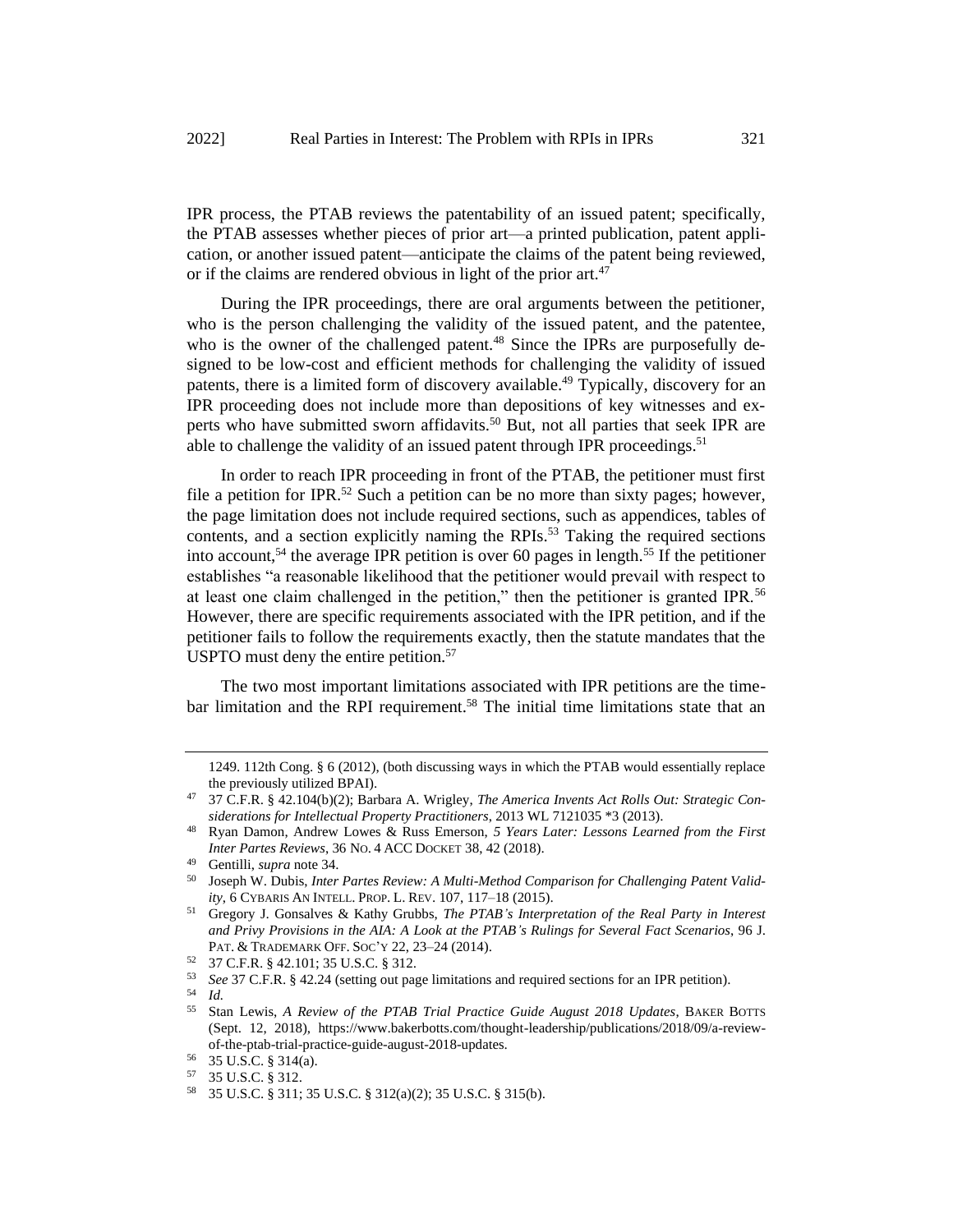IPR process, the PTAB reviews the patentability of an issued patent; specifically, the PTAB assesses whether pieces of prior art—a printed publication, patent application, or another issued patent—anticipate the claims of the patent being reviewed, or if the claims are rendered obvious in light of the prior art.[47]

During the IPR proceedings, there are oral arguments between the petitioner, who is the person challenging the validity of the issued patent, and the patentee, who is the owner of the challenged patent.[48] Since the IPRs are purposefully designed to be low-cost and efficient methods for challenging the validity of issued patents, there is a limited form of discovery available.[49] Typically, discovery for an IPR proceeding does not include more than depositions of key witnesses and experts who have submitted sworn affidavits.[50] But, not all parties that seek IPR are able to challenge the validity of an issued patent through IPR proceedings.[51]

In order to reach IPR proceeding in front of the PTAB, the petitioner must first file a petition for IPR.[52] Such a petition can be no more than sixty pages; however, the page limitation does not include required sections, such as appendices, tables of contents, and a section explicitly naming the RPIs.[53] Taking the required sections into account,[54] the average IPR petition is over 60 pages in length.[55] If the petitioner establishes "a reasonable likelihood that the petitioner would prevail with respect to at least one claim challenged in the petition," then the petitioner is granted IPR.[56] However, there are specific requirements associated with the IPR petition, and if the petitioner fails to follow the requirements exactly, then the statute mandates that the USPTO must deny the entire petition.[57]

The two most important limitations associated with IPR petitions are the time-bar limitation and the RPI requirement.[58] The initial time limitations state that an

---

1249. 112th Cong. § 6 (2012), (both discussing ways in which the PTAB would essentially replace the previously utilized BPAI).

[47] 37 C.F.R. § 42.104(b)(2); Barbara A. Wrigley, *The America Invents Act Rolls Out: Strategic Considerations for Intellectual Property Practitioners*, 2013 WL 7121035 *3 (2013).

[48] Ryan Damon, Andrew Lowes & Russ Emerson, *5 Years Later: Lessons Learned from the First Inter Partes Reviews*, 36 NO. 4 ACC DOCKET 38, 42 (2018).

[49] Gentilli, *supra* note 34.

[50] Joseph W. Dubis, *Inter Partes Review: A Multi-Method Comparison for Challenging Patent Validity*, 6 CYBARIS AN INTELL. PROP. L. REV. 107, 117–18 (2015).

[51] Gregory J. Gonsalves & Kathy Grubbs, *The PTAB's Interpretation of the Real Party in Interest and Privy Provisions in the AIA: A Look at the PTAB's Rulings for Several Fact Scenarios*, 96 J. PAT. & TRADEMARK OFF. SOC'Y 22, 23–24 (2014).

[52] 37 C.F.R. § 42.101; 35 U.S.C. § 312.

[53] *See* 37 C.F.R. § 42.24 (setting out page limitations and required sections for an IPR petition).

[54] *Id.*

[55] Stan Lewis, *A Review of the PTAB Trial Practice Guide August 2018 Updates*, BAKER BOTTS (Sept. 12, 2018), https://www.bakerbotts.com/thought-leadership/publications/2018/09/a-review-of-the-ptab-trial-practice-guide-august-2018-updates.

[56] 35 U.S.C. § 314(a).

[57] 35 U.S.C. § 312.

[58] 35 U.S.C. § 311; 35 U.S.C. § 312(a)(2); 35 U.S.C. § 315(b).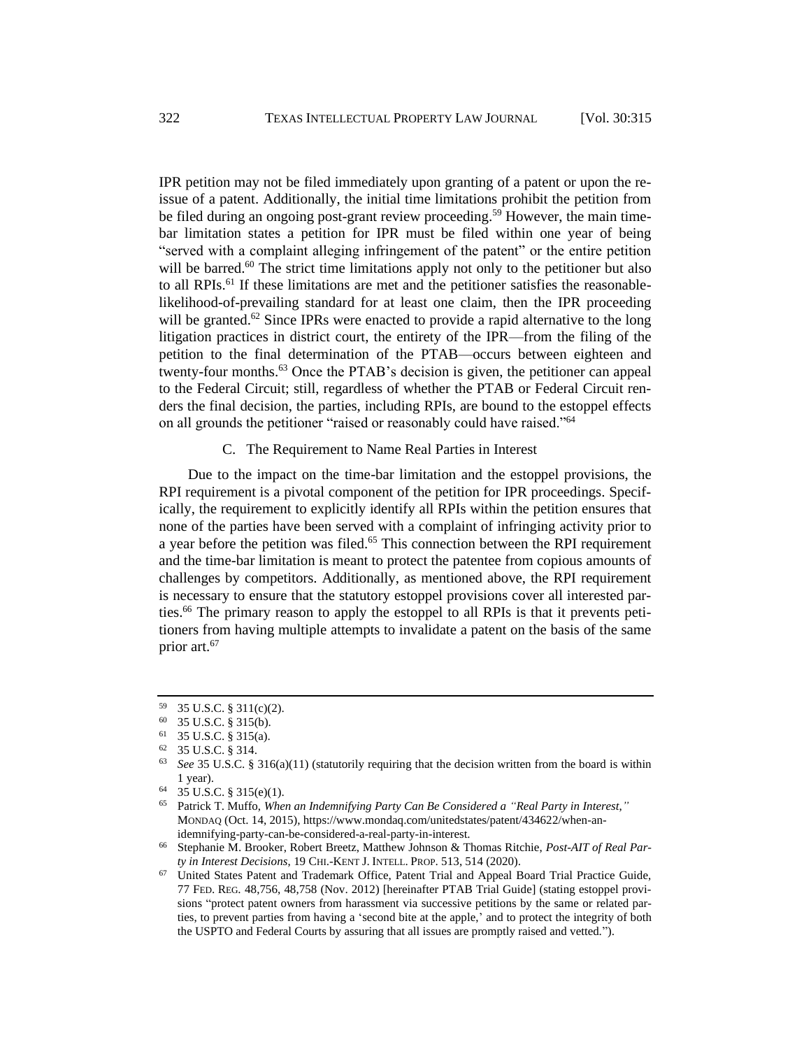IPR petition may not be filed immediately upon granting of a patent or upon the reissue of a patent. Additionally, the initial time limitations prohibit the petition from be filed during an ongoing post-grant review proceeding.[59] However, the main time-bar limitation states a petition for IPR must be filed within one year of being "served with a complaint alleging infringement of the patent" or the entire petition will be barred.[60] The strict time limitations apply not only to the petitioner but also to all RPIs.[61] If these limitations are met and the petitioner satisfies the reasonable-likelihood-of-prevailing standard for at least one claim, then the IPR proceeding will be granted.[62] Since IPRs were enacted to provide a rapid alternative to the long litigation practices in district court, the entirety of the IPR—from the filing of the petition to the final determination of the PTAB—occurs between eighteen and twenty-four months.[63] Once the PTAB's decision is given, the petitioner can appeal to the Federal Circuit; still, regardless of whether the PTAB or Federal Circuit renders the final decision, the parties, including RPIs, are bound to the estoppel effects on all grounds the petitioner "raised or reasonably could have raised."[64]

### C. The Requirement to Name Real Parties in Interest

Due to the impact on the time-bar limitation and the estoppel provisions, the RPI requirement is a pivotal component of the petition for IPR proceedings. Specifically, the requirement to explicitly identify all RPIs within the petition ensures that none of the parties have been served with a complaint of infringing activity prior to a year before the petition was filed.[65] This connection between the RPI requirement and the time-bar limitation is meant to protect the patentee from copious amounts of challenges by competitors. Additionally, as mentioned above, the RPI requirement is necessary to ensure that the statutory estoppel provisions cover all interested parties.[66] The primary reason to apply the estoppel to all RPIs is that it prevents petitioners from having multiple attempts to invalidate a patent on the basis of the same prior art.[67]

---

[59] 35 U.S.C. § 311(c)(2).

[60] 35 U.S.C. § 315(b).

[61] 35 U.S.C. § 315(a).

[62] 35 U.S.C. § 314.

[63] *See* 35 U.S.C. § 316(a)(11) (statutorily requiring that the decision written from the board is within 1 year).

[64] 35 U.S.C. § 315(e)(1).

[65] Patrick T. Muffo, *When an Indemnifying Party Can Be Considered a "Real Party in Interest,"* MONDAQ (Oct. 14, 2015), https://www.mondaq.com/unitedstates/patent/434622/when-an-idemnifying-party-can-be-considered-a-real-party-in-interest.

[66] Stephanie M. Brooker, Robert Breetz, Matthew Johnson & Thomas Ritchie, *Post-AIT of Real Party in Interest Decisions*, 19 CHI.-KENT J. INTELL. PROP. 513, 514 (2020).

[67] United States Patent and Trademark Office, Patent Trial and Appeal Board Trial Practice Guide, 77 FED. REG. 48,756, 48,758 (Nov. 2012) [hereinafter PTAB Trial Guide] (stating estoppel provisions "protect patent owners from harassment via successive petitions by the same or related parties, to prevent parties from having a 'second bite at the apple,' and to protect the integrity of both the USPTO and Federal Courts by assuring that all issues are promptly raised and vetted.").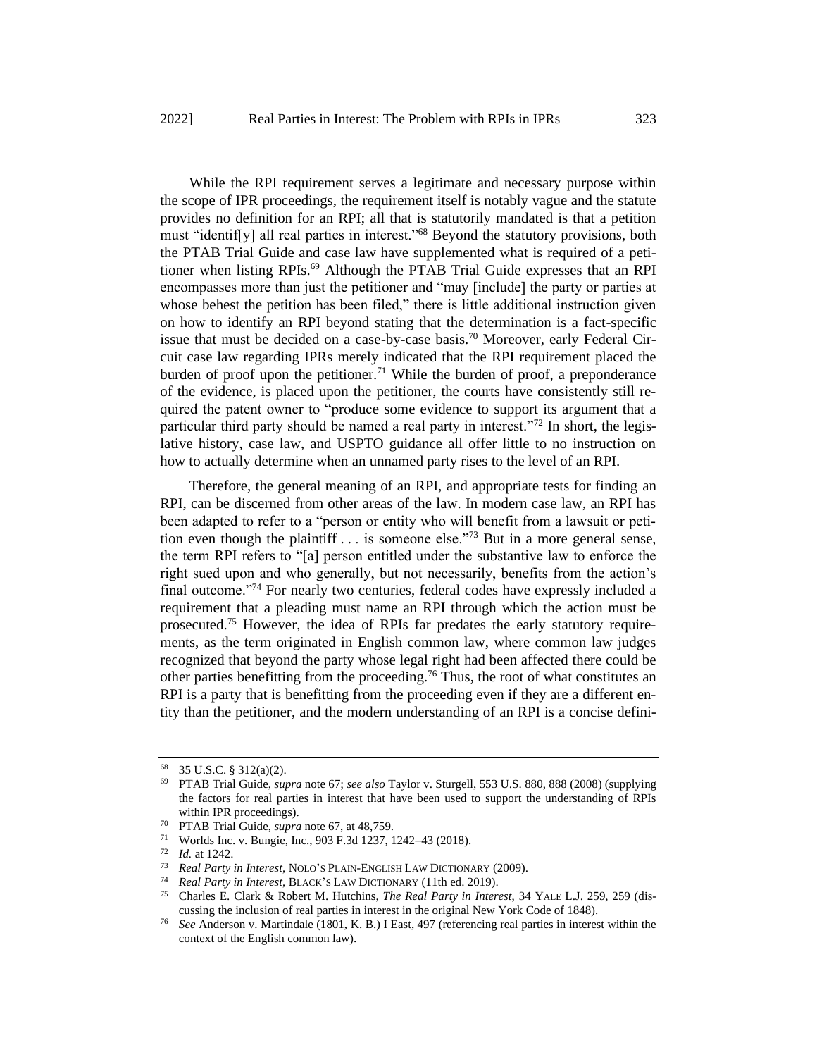While the RPI requirement serves a legitimate and necessary purpose within the scope of IPR proceedings, the requirement itself is notably vague and the statute provides no definition for an RPI; all that is statutorily mandated is that a petition must "identif[y] all real parties in interest."[68] Beyond the statutory provisions, both the PTAB Trial Guide and case law have supplemented what is required of a petitioner when listing RPIs.[69] Although the PTAB Trial Guide expresses that an RPI encompasses more than just the petitioner and "may [include] the party or parties at whose behest the petition has been filed," there is little additional instruction given on how to identify an RPI beyond stating that the determination is a fact-specific issue that must be decided on a case-by-case basis.[70] Moreover, early Federal Circuit case law regarding IPRs merely indicated that the RPI requirement placed the burden of proof upon the petitioner.[71] While the burden of proof, a preponderance of the evidence, is placed upon the petitioner, the courts have consistently still required the patent owner to "produce some evidence to support its argument that a particular third party should be named a real party in interest."[72] In short, the legislative history, case law, and USPTO guidance all offer little to no instruction on how to actually determine when an unnamed party rises to the level of an RPI.

Therefore, the general meaning of an RPI, and appropriate tests for finding an RPI, can be discerned from other areas of the law. In modern case law, an RPI has been adapted to refer to a "person or entity who will benefit from a lawsuit or petition even though the plaintiff . . . is someone else."[73] But in a more general sense, the term RPI refers to "[a] person entitled under the substantive law to enforce the right sued upon and who generally, but not necessarily, benefits from the action's final outcome."[74] For nearly two centuries, federal codes have expressly included a requirement that a pleading must name an RPI through which the action must be prosecuted.[75] However, the idea of RPIs far predates the early statutory requirements, as the term originated in English common law, where common law judges recognized that beyond the party whose legal right had been affected there could be other parties benefitting from the proceeding.[76] Thus, the root of what constitutes an RPI is a party that is benefitting from the proceeding even if they are a different entity than the petitioner, and the modern understanding of an RPI is a concise defini-

---

[68] 35 U.S.C. § 312(a)(2).

[69] PTAB Trial Guide, *supra* note 67; *see also* Taylor v. Sturgell, 553 U.S. 880, 888 (2008) (supplying the factors for real parties in interest that have been used to support the understanding of RPIs within IPR proceedings).

[70] PTAB Trial Guide, *supra* note 67, at 48,759.

[71] Worlds Inc. v. Bungie, Inc., 903 F.3d 1237, 1242–43 (2018).

[72] *Id.* at 1242.

[73] *Real Party in Interest*, NOLO'S PLAIN-ENGLISH LAW DICTIONARY (2009).

[74] *Real Party in Interest*, BLACK'S LAW DICTIONARY (11th ed. 2019).

[75] Charles E. Clark & Robert M. Hutchins, *The Real Party in Interest*, 34 YALE L.J. 259, 259 (discussing the inclusion of real parties in interest in the original New York Code of 1848).

[76] *See* Anderson v. Martindale (1801, K. B.) I East, 497 (referencing real parties in interest within the context of the English common law).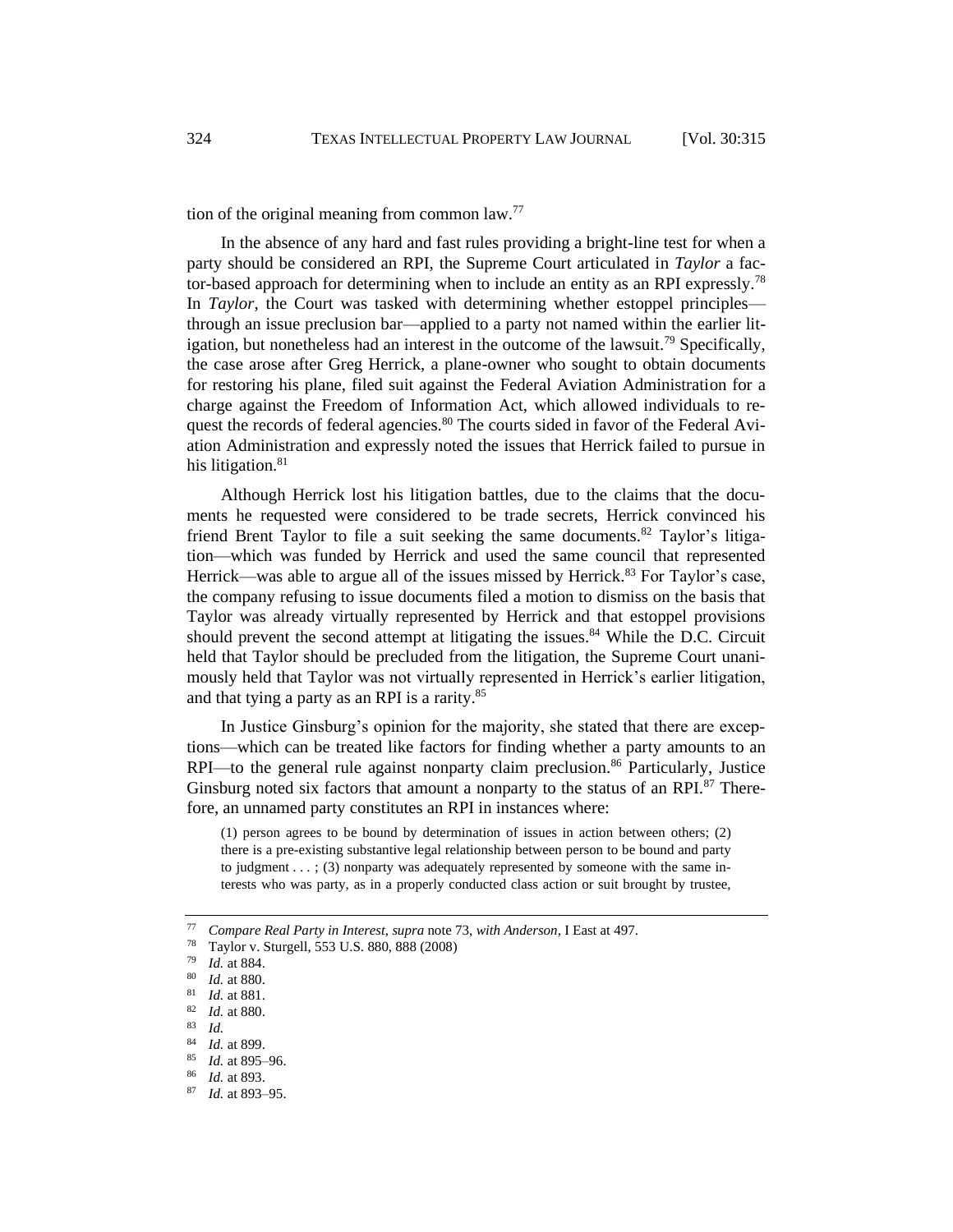tion of the original meaning from common law.[77]

In the absence of any hard and fast rules providing a bright-line test for when a party should be considered an RPI, the Supreme Court articulated in *Taylor* a factor-based approach for determining when to include an entity as an RPI expressly.[78] In *Taylor*, the Court was tasked with determining whether estoppel principles—through an issue preclusion bar—applied to a party not named within the earlier litigation, but nonetheless had an interest in the outcome of the lawsuit.[79] Specifically, the case arose after Greg Herrick, a plane-owner who sought to obtain documents for restoring his plane, filed suit against the Federal Aviation Administration for a charge against the Freedom of Information Act, which allowed individuals to request the records of federal agencies.[80] The courts sided in favor of the Federal Aviation Administration and expressly noted the issues that Herrick failed to pursue in his litigation.[81]

Although Herrick lost his litigation battles, due to the claims that the documents he requested were considered to be trade secrets, Herrick convinced his friend Brent Taylor to file a suit seeking the same documents.[82] Taylor's litigation—which was funded by Herrick and used the same council that represented Herrick—was able to argue all of the issues missed by Herrick.[83] For Taylor's case, the company refusing to issue documents filed a motion to dismiss on the basis that Taylor was already virtually represented by Herrick and that estoppel provisions should prevent the second attempt at litigating the issues.[84] While the D.C. Circuit held that Taylor should be precluded from the litigation, the Supreme Court unanimously held that Taylor was not virtually represented in Herrick's earlier litigation, and that tying a party as an RPI is a rarity.[85]

In Justice Ginsburg's opinion for the majority, she stated that there are exceptions—which can be treated like factors for finding whether a party amounts to an RPI—to the general rule against nonparty claim preclusion.[86] Particularly, Justice Ginsburg noted six factors that amount a nonparty to the status of an RPI.[87] Therefore, an unnamed party constitutes an RPI in instances where:

> (1) person agrees to be bound by determination of issues in action between others; (2) there is a pre-existing substantive legal relationship between person to be bound and party to judgment . . . ; (3) nonparty was adequately represented by someone with the same interests who was party, as in a properly conducted class action or suit brought by trustee,

---

[77] *Compare Real Party in Interest*, *supra* note 73, *with Anderson*, I East at 497.
[78] Taylor v. Sturgell, 553 U.S. 880, 888 (2008)
[79] *Id.* at 884.
[80] *Id.* at 880.
[81] *Id.* at 881.
[82] *Id.* at 880.
[83] *Id.*
[84] *Id.* at 899.
[85] *Id.* at 895–96.
[86] *Id.* at 893.
[87] *Id.* at 893–95.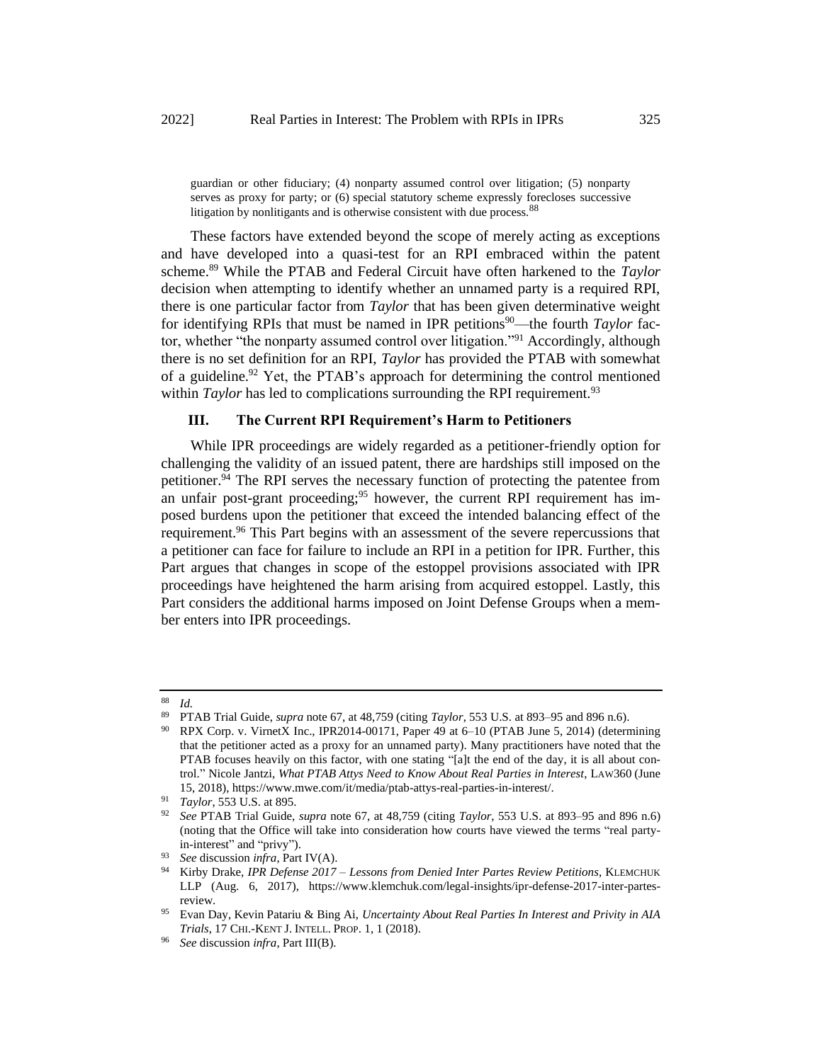guardian or other fiduciary; (4) nonparty assumed control over litigation; (5) nonparty serves as proxy for party; or (6) special statutory scheme expressly forecloses successive litigation by nonlitigants and is otherwise consistent with due process.[88]

These factors have extended beyond the scope of merely acting as exceptions and have developed into a quasi-test for an RPI embraced within the patent scheme.[89] While the PTAB and Federal Circuit have often harkened to the *Taylor* decision when attempting to identify whether an unnamed party is a required RPI, there is one particular factor from *Taylor* that has been given determinative weight for identifying RPIs that must be named in IPR petitions[90]—the fourth *Taylor* factor, whether "the nonparty assumed control over litigation."[91] Accordingly, although there is no set definition for an RPI, *Taylor* has provided the PTAB with somewhat of a guideline.[92] Yet, the PTAB's approach for determining the control mentioned within *Taylor* has led to complications surrounding the RPI requirement.[93]

## III. The Current RPI Requirement's Harm to Petitioners

While IPR proceedings are widely regarded as a petitioner-friendly option for challenging the validity of an issued patent, there are hardships still imposed on the petitioner.[94] The RPI serves the necessary function of protecting the patentee from an unfair post-grant proceeding;[95] however, the current RPI requirement has imposed burdens upon the petitioner that exceed the intended balancing effect of the requirement.[96] This Part begins with an assessment of the severe repercussions that a petitioner can face for failure to include an RPI in a petition for IPR. Further, this Part argues that changes in scope of the estoppel provisions associated with IPR proceedings have heightened the harm arising from acquired estoppel. Lastly, this Part considers the additional harms imposed on Joint Defense Groups when a member enters into IPR proceedings.

---

[88] *Id.*

[89] PTAB Trial Guide, *supra* note 67, at 48,759 (citing *Taylor*, 553 U.S. at 893–95 and 896 n.6).

[90] RPX Corp. v. VirnetX Inc., IPR2014-00171, Paper 49 at 6–10 (PTAB June 5, 2014) (determining that the petitioner acted as a proxy for an unnamed party). Many practitioners have noted that the PTAB focuses heavily on this factor, with one stating "[a]t the end of the day, it is all about control." Nicole Jantzi, *What PTAB Attys Need to Know About Real Parties in Interest*, LAW360 (June 15, 2018), https://www.mwe.com/it/media/ptab-attys-real-parties-in-interest/.

[91] *Taylor*, 553 U.S. at 895.

[92] *See* PTAB Trial Guide, *supra* note 67, at 48,759 (citing *Taylor*, 553 U.S. at 893–95 and 896 n.6) (noting that the Office will take into consideration how courts have viewed the terms "real party-in-interest" and "privy").

[93] *See* discussion *infra*, Part IV(A).

[94] Kirby Drake, *IPR Defense 2017 – Lessons from Denied Inter Partes Review Petitions*, KLEMCHUK LLP (Aug. 6, 2017), https://www.klemchuk.com/legal-insights/ipr-defense-2017-inter-partes-review.

[95] Evan Day, Kevin Patariu & Bing Ai, *Uncertainty About Real Parties In Interest and Privity in AIA Trials*, 17 CHI.-KENT J. INTELL. PROP. 1, 1 (2018).

[96] *See* discussion *infra*, Part III(B).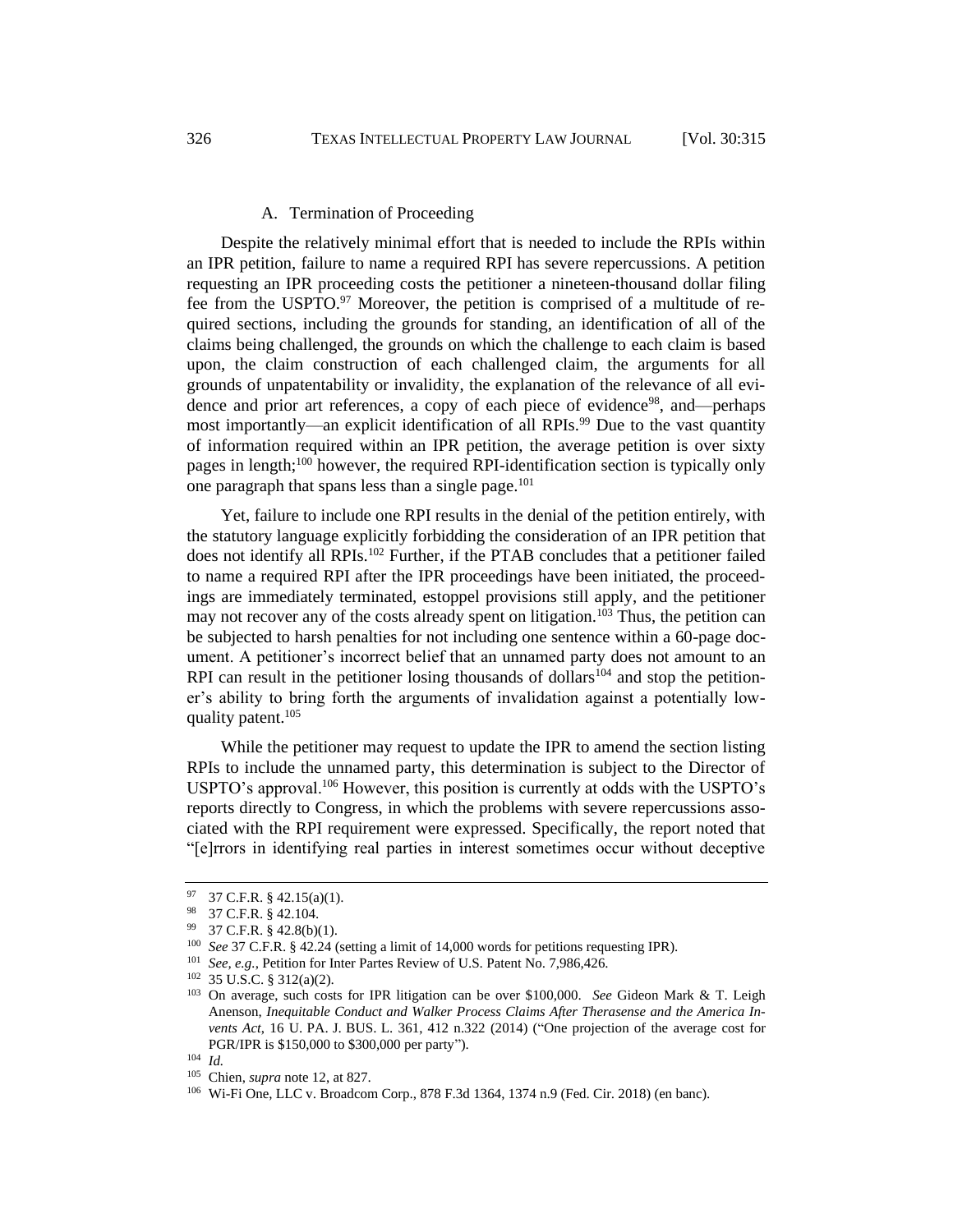### A. Termination of Proceeding

Despite the relatively minimal effort that is needed to include the RPIs within an IPR petition, failure to name a required RPI has severe repercussions. A petition requesting an IPR proceeding costs the petitioner a nineteen-thousand dollar filing fee from the USPTO.[97] Moreover, the petition is comprised of a multitude of required sections, including the grounds for standing, an identification of all of the claims being challenged, the grounds on which the challenge to each claim is based upon, the claim construction of each challenged claim, the arguments for all grounds of unpatentability or invalidity, the explanation of the relevance of all evidence and prior art references, a copy of each piece of evidence[98], and—perhaps most importantly—an explicit identification of all RPIs.[99] Due to the vast quantity of information required within an IPR petition, the average petition is over sixty pages in length;[100] however, the required RPI-identification section is typically only one paragraph that spans less than a single page.[101]

Yet, failure to include one RPI results in the denial of the petition entirely, with the statutory language explicitly forbidding the consideration of an IPR petition that does not identify all RPIs.[102] Further, if the PTAB concludes that a petitioner failed to name a required RPI after the IPR proceedings have been initiated, the proceedings are immediately terminated, estoppel provisions still apply, and the petitioner may not recover any of the costs already spent on litigation.[103] Thus, the petition can be subjected to harsh penalties for not including one sentence within a 60-page document. A petitioner's incorrect belief that an unnamed party does not amount to an RPI can result in the petitioner losing thousands of dollars[104] and stop the petitioner's ability to bring forth the arguments of invalidation against a potentially low-quality patent.[105]

While the petitioner may request to update the IPR to amend the section listing RPIs to include the unnamed party, this determination is subject to the Director of USPTO's approval.[106] However, this position is currently at odds with the USPTO's reports directly to Congress, in which the problems with severe repercussions associated with the RPI requirement were expressed. Specifically, the report noted that "[e]rrors in identifying real parties in interest sometimes occur without deceptive

---

[97] 37 C.F.R. § 42.15(a)(1).

[98] 37 C.F.R. § 42.104.

[99] 37 C.F.R. § 42.8(b)(1).

[100] *See* 37 C.F.R. § 42.24 (setting a limit of 14,000 words for petitions requesting IPR).

[101] *See, e.g.*, Petition for Inter Partes Review of U.S. Patent No. 7,986,426.

[102] 35 U.S.C. § 312(a)(2).

[103] On average, such costs for IPR litigation can be over $100,000. *See* Gideon Mark & T. Leigh Anenson, *Inequitable Conduct and Walker Process Claims After Therasense and the America Invents Act*, 16 U. PA. J. BUS. L. 361, 412 n.322 (2014) ("One projection of the average cost for PGR/IPR is $150,000 to $300,000 per party").

[104] *Id.*

[105] Chien, *supra* note 12, at 827.

[106] Wi-Fi One, LLC v. Broadcom Corp., 878 F.3d 1364, 1374 n.9 (Fed. Cir. 2018) (en banc).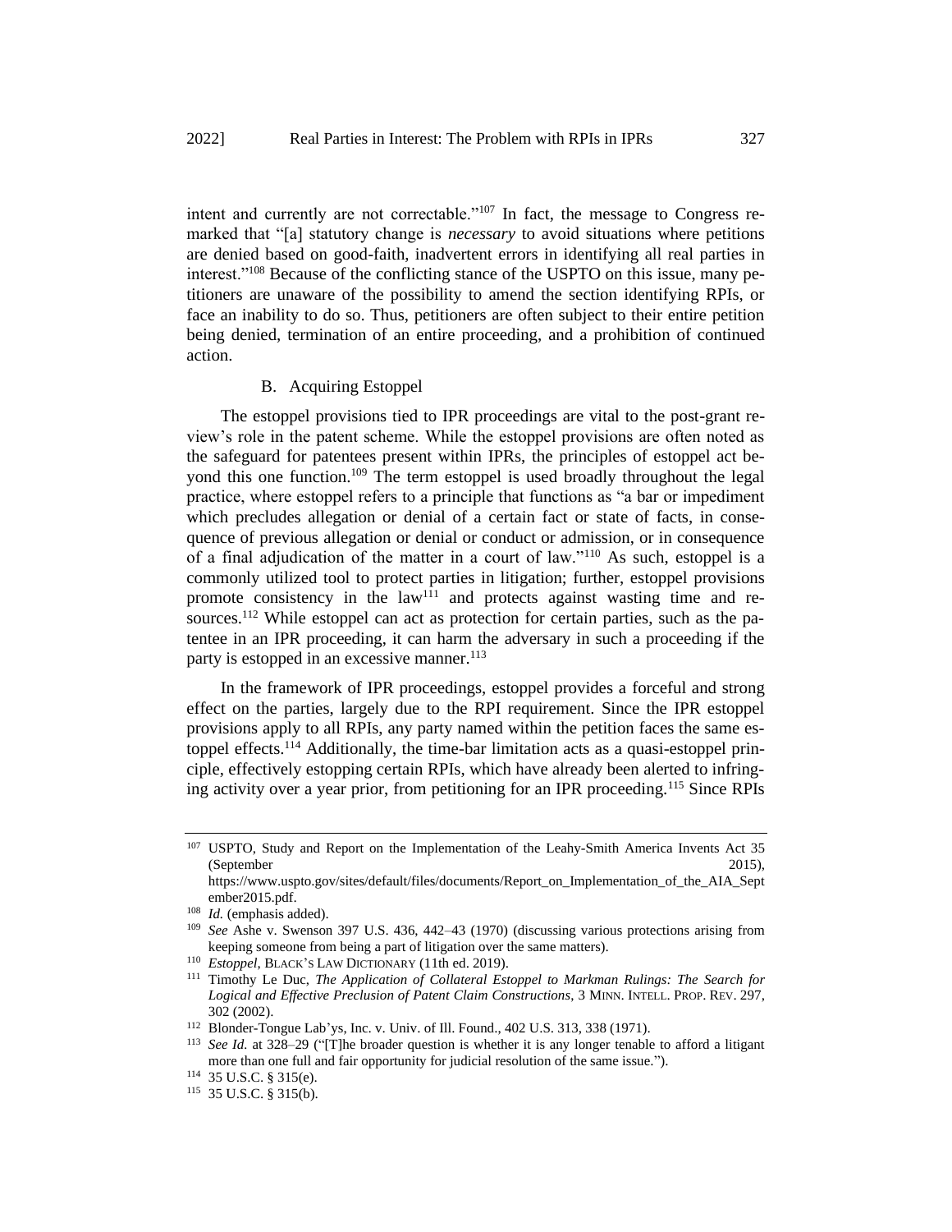intent and currently are not correctable."[107] In fact, the message to Congress remarked that "[a] statutory change is *necessary* to avoid situations where petitions are denied based on good-faith, inadvertent errors in identifying all real parties in interest."[108] Because of the conflicting stance of the USPTO on this issue, many petitioners are unaware of the possibility to amend the section identifying RPIs, or face an inability to do so. Thus, petitioners are often subject to their entire petition being denied, termination of an entire proceeding, and a prohibition of continued action.

### B. Acquiring Estoppel

The estoppel provisions tied to IPR proceedings are vital to the post-grant review's role in the patent scheme. While the estoppel provisions are often noted as the safeguard for patentees present within IPRs, the principles of estoppel act beyond this one function.[109] The term estoppel is used broadly throughout the legal practice, where estoppel refers to a principle that functions as "a bar or impediment which precludes allegation or denial of a certain fact or state of facts, in consequence of previous allegation or denial or conduct or admission, or in consequence of a final adjudication of the matter in a court of law."[110] As such, estoppel is a commonly utilized tool to protect parties in litigation; further, estoppel provisions promote consistency in the law[111] and protects against wasting time and resources.[112] While estoppel can act as protection for certain parties, such as the patentee in an IPR proceeding, it can harm the adversary in such a proceeding if the party is estopped in an excessive manner.[113]

In the framework of IPR proceedings, estoppel provides a forceful and strong effect on the parties, largely due to the RPI requirement. Since the IPR estoppel provisions apply to all RPIs, any party named within the petition faces the same estoppel effects.[114] Additionally, the time-bar limitation acts as a quasi-estoppel principle, effectively estopping certain RPIs, which have already been alerted to infringing activity over a year prior, from petitioning for an IPR proceeding.[115] Since RPIs

---

[107] USPTO, Study and Report on the Implementation of the Leahy-Smith America Invents Act 35 (September 2015), https://www.uspto.gov/sites/default/files/documents/Report_on_Implementation_of_the_AIA_September2015.pdf.

[108] *Id.* (emphasis added).

[109] *See* Ashe v. Swenson 397 U.S. 436, 442–43 (1970) (discussing various protections arising from keeping someone from being a part of litigation over the same matters).

[110] *Estoppel*, BLACK'S LAW DICTIONARY (11th ed. 2019).

[111] Timothy Le Duc, *The Application of Collateral Estoppel to Markman Rulings: The Search for Logical and Effective Preclusion of Patent Claim Constructions*, 3 MINN. INTELL. PROP. REV. 297, 302 (2002).

[112] Blonder-Tongue Lab'ys, Inc. v. Univ. of Ill. Found., 402 U.S. 313, 338 (1971).

[113] *See Id.* at 328–29 ("[T]he broader question is whether it is any longer tenable to afford a litigant more than one full and fair opportunity for judicial resolution of the same issue.").

[114] 35 U.S.C. § 315(e).

[115] 35 U.S.C. § 315(b).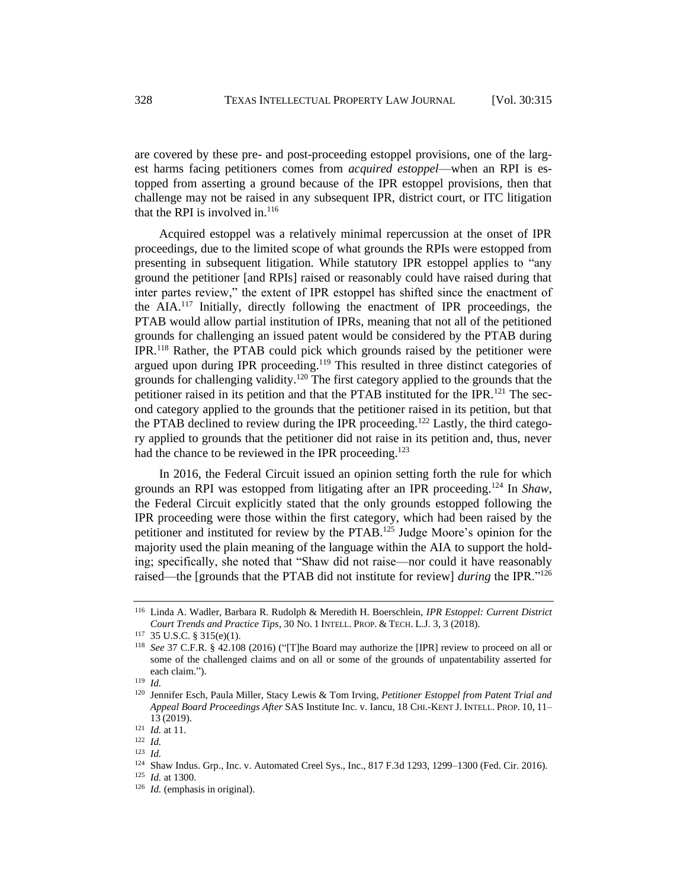are covered by these pre- and post-proceeding estoppel provisions, one of the largest harms facing petitioners comes from ***acquired estoppel***—when an RPI is estopped from asserting a ground because of the IPR estoppel provisions, then that challenge may not be raised in any subsequent IPR, district court, or ITC litigation that the RPI is involved in.[116]

Acquired estoppel was a relatively minimal repercussion at the onset of IPR proceedings, due to the limited scope of what grounds the RPIs were estopped from presenting in subsequent litigation. While statutory IPR estoppel applies to "any ground the petitioner [and RPIs] raised or reasonably could have raised during that inter partes review," the extent of IPR estoppel has shifted since the enactment of the AIA.[117] Initially, directly following the enactment of IPR proceedings, the PTAB would allow partial institution of IPRs, meaning that not all of the petitioned grounds for challenging an issued patent would be considered by the PTAB during IPR.[118] Rather, the PTAB could pick which grounds raised by the petitioner were argued upon during IPR proceeding.[119] This resulted in three distinct categories of grounds for challenging validity.[120] The first category applied to the grounds that the petitioner raised in its petition and that the PTAB instituted for the IPR.[121] The second category applied to the grounds that the petitioner raised in its petition, but that the PTAB declined to review during the IPR proceeding.[122] Lastly, the third category applied to grounds that the petitioner did not raise in its petition and, thus, never had the chance to be reviewed in the IPR proceeding.[123]

In 2016, the Federal Circuit issued an opinion setting forth the rule for which grounds an RPI was estopped from litigating after an IPR proceeding.[124] In *Shaw*, the Federal Circuit explicitly stated that the only grounds estopped following the IPR proceeding were those within the first category, which had been raised by the petitioner and instituted for review by the PTAB.[125] Judge Moore's opinion for the majority used the plain meaning of the language within the AIA to support the holding; specifically, she noted that "Shaw did not raise—nor could it have reasonably raised—the [grounds that the PTAB did not institute for review] *during* the IPR."[126]

---

[116] Linda A. Wadler, Barbara R. Rudolph & Meredith H. Boerschlein, *IPR Estoppel: Current District Court Trends and Practice Tips*, 30 No. 1 INTELL. PROP. & TECH. L.J. 3, 3 (2018).

[117] 35 U.S.C. § 315(e)(1).

[118] *See* 37 C.F.R. § 42.108 (2016) ("[T]he Board may authorize the [IPR] review to proceed on all or some of the challenged claims and on all or some of the grounds of unpatentability asserted for each claim.").

[119] *Id.*

[120] Jennifer Esch, Paula Miller, Stacy Lewis & Tom Irving, *Petitioner Estoppel from Patent Trial and Appeal Board Proceedings After* SAS Institute Inc. v. Iancu, 18 CHI.-KENT J. INTELL. PROP. 10, 11–13 (2019).

[121] *Id.* at 11.

[122] *Id.*

[123] *Id.*

[124] Shaw Indus. Grp., Inc. v. Automated Creel Sys., Inc., 817 F.3d 1293, 1299–1300 (Fed. Cir. 2016).

[125] *Id.* at 1300.

[126] *Id.* (emphasis in original).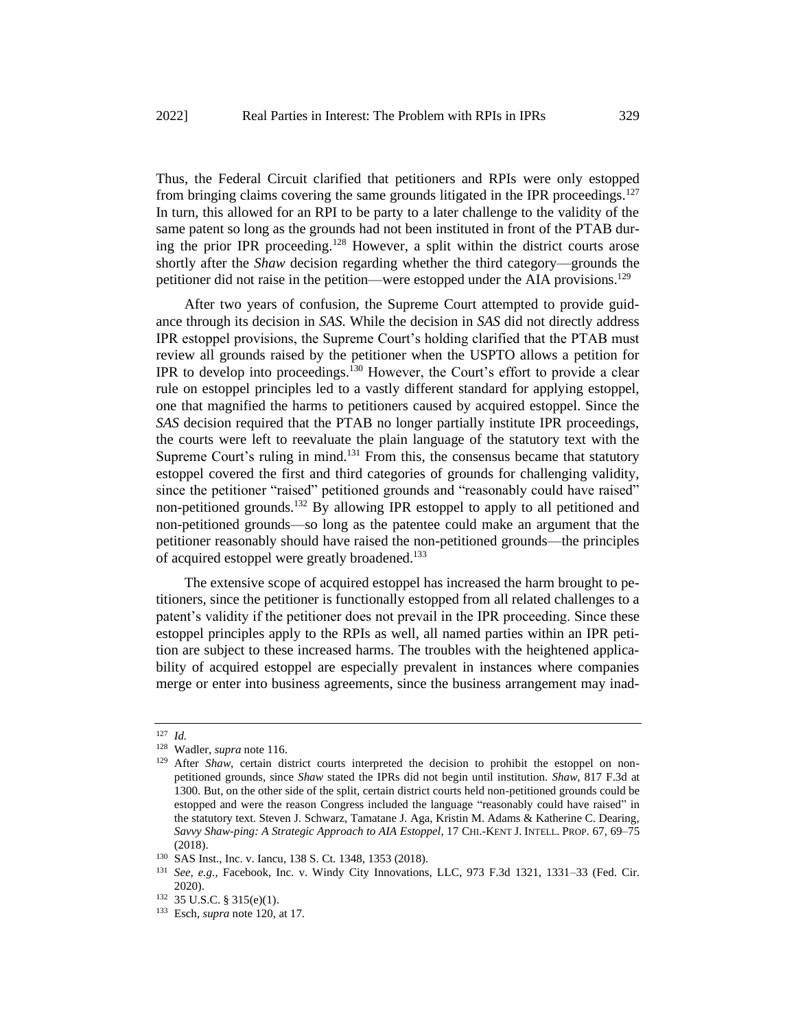Thus, the Federal Circuit clarified that petitioners and RPIs were only estopped from bringing claims covering the same grounds litigated in the IPR proceedings.[127] In turn, this allowed for an RPI to be party to a later challenge to the validity of the same patent so long as the grounds had not been instituted in front of the PTAB during the prior IPR proceeding.[128] However, a split within the district courts arose shortly after the *Shaw* decision regarding whether the third category—grounds the petitioner did not raise in the petition—were estopped under the AIA provisions.[129]

After two years of confusion, the Supreme Court attempted to provide guidance through its decision in *SAS*. While the decision in *SAS* did not directly address IPR estoppel provisions, the Supreme Court's holding clarified that the PTAB must review all grounds raised by the petitioner when the USPTO allows a petition for IPR to develop into proceedings.[130] However, the Court's effort to provide a clear rule on estoppel principles led to a vastly different standard for applying estoppel, one that magnified the harms to petitioners caused by acquired estoppel. Since the *SAS* decision required that the PTAB no longer partially institute IPR proceedings, the courts were left to reevaluate the plain language of the statutory text with the Supreme Court's ruling in mind.[131] From this, the consensus became that statutory estoppel covered the first and third categories of grounds for challenging validity, since the petitioner "raised" petitioned grounds and "reasonably could have raised" non-petitioned grounds.[132] By allowing IPR estoppel to apply to all petitioned and non-petitioned grounds—so long as the patentee could make an argument that the petitioner reasonably should have raised the non-petitioned grounds—the principles of acquired estoppel were greatly broadened.[133]

The extensive scope of acquired estoppel has increased the harm brought to petitioners, since the petitioner is functionally estopped from all related challenges to a patent's validity if the petitioner does not prevail in the IPR proceeding. Since these estoppel principles apply to the RPIs as well, all named parties within an IPR petition are subject to these increased harms. The troubles with the heightened applicability of acquired estoppel are especially prevalent in instances where companies merge or enter into business agreements, since the business arrangement may inad-

---

[127] *Id.*

[128] Wadler, *supra* note 116.

[129] After *Shaw*, certain district courts interpreted the decision to prohibit the estoppel on non-petitioned grounds, since *Shaw* stated the IPRs did not begin until institution. *Shaw*, 817 F.3d at 1300. But, on the other side of the split, certain district courts held non-petitioned grounds could be estopped and were the reason Congress included the language "reasonably could have raised" in the statutory text. Steven J. Schwarz, Tamatane J. Aga, Kristin M. Adams & Katherine C. Dearing, *Savvy Shaw-ping: A Strategic Approach to AIA Estoppel*, 17 CHI.-KENT J. INTELL. PROP. 67, 69–75 (2018).

[130] SAS Inst., Inc. v. Iancu, 138 S. Ct. 1348, 1353 (2018).

[131] *See, e.g.*, Facebook, Inc. v. Windy City Innovations, LLC, 973 F.3d 1321, 1331–33 (Fed. Cir. 2020).

[132] 35 U.S.C. § 315(e)(1).

[133] Esch, *supra* note 120, at 17.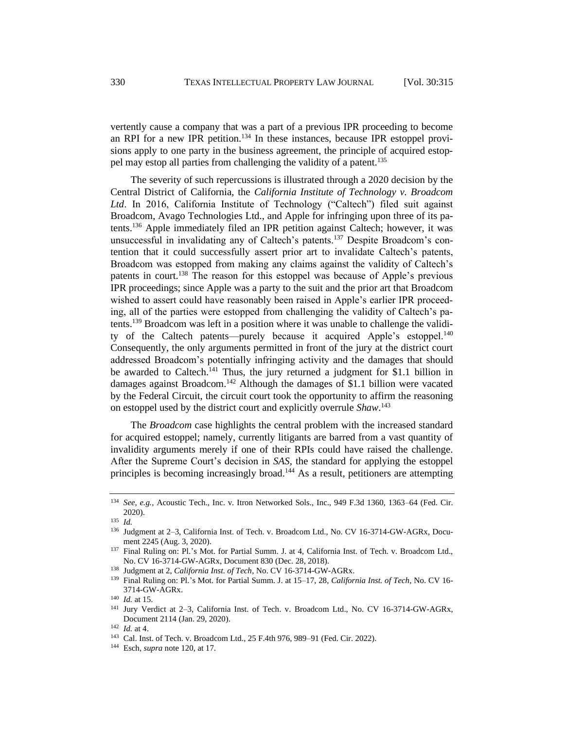vertently cause a company that was a part of a previous IPR proceeding to become an RPI for a new IPR petition.[134] In these instances, because IPR estoppel provisions apply to one party in the business agreement, the principle of acquired estoppel may estop all parties from challenging the validity of a patent.[135]

The severity of such repercussions is illustrated through a 2020 decision by the Central District of California, the *California Institute of Technology v. Broadcom Ltd*. In 2016, California Institute of Technology ("Caltech") filed suit against Broadcom, Avago Technologies Ltd., and Apple for infringing upon three of its patents.[136] Apple immediately filed an IPR petition against Caltech; however, it was unsuccessful in invalidating any of Caltech's patents.[137] Despite Broadcom's contention that it could successfully assert prior art to invalidate Caltech's patents, Broadcom was estopped from making any claims against the validity of Caltech's patents in court.[138] The reason for this estoppel was because of Apple's previous IPR proceedings; since Apple was a party to the suit and the prior art that Broadcom wished to assert could have reasonably been raised in Apple's earlier IPR proceeding, all of the parties were estopped from challenging the validity of Caltech's patents.[139] Broadcom was left in a position where it was unable to challenge the validity of the Caltech patents—purely because it acquired Apple's estoppel.[140] Consequently, the only arguments permitted in front of the jury at the district court addressed Broadcom's potentially infringing activity and the damages that should be awarded to Caltech.[141] Thus, the jury returned a judgment for $1.1 billion in damages against Broadcom.[142] Although the damages of $1.1 billion were vacated by the Federal Circuit, the circuit court took the opportunity to affirm the reasoning on estoppel used by the district court and explicitly overrule *Shaw*.[143]

The *Broadcom* case highlights the central problem with the increased standard for acquired estoppel; namely, currently litigants are barred from a vast quantity of invalidity arguments merely if one of their RPIs could have raised the challenge. After the Supreme Court's decision in *SAS*, the standard for applying the estoppel principles is becoming increasingly broad.[144] As a result, petitioners are attempting

---

[134] *See, e.g.*, Acoustic Tech., Inc. v. Itron Networked Sols., Inc., 949 F.3d 1360, 1363–64 (Fed. Cir. 2020).

[135] *Id.*

[136] Judgment at 2–3, California Inst. of Tech. v. Broadcom Ltd., No. CV 16-3714-GW-AGRx, Document 2245 (Aug. 3, 2020).

[137] Final Ruling on: Pl.'s Mot. for Partial Summ. J. at 4, California Inst. of Tech. v. Broadcom Ltd., No. CV 16-3714-GW-AGRx, Document 830 (Dec. 28, 2018).

[138] Judgment at 2, *California Inst. of Tech*, No. CV 16-3714-GW-AGRx.

[139] Final Ruling on: Pl.'s Mot. for Partial Summ. J. at 15–17, 28, *California Inst. of Tech*, No. CV 16-3714-GW-AGRx.

[140] *Id.* at 15.

[141] Jury Verdict at 2–3, California Inst. of Tech. v. Broadcom Ltd., No. CV 16-3714-GW-AGRx, Document 2114 (Jan. 29, 2020).

[142] *Id.* at 4.

[143] Cal. Inst. of Tech. v. Broadcom Ltd., 25 F.4th 976, 989–91 (Fed. Cir. 2022).

[144] Esch, *supra* note 120, at 17.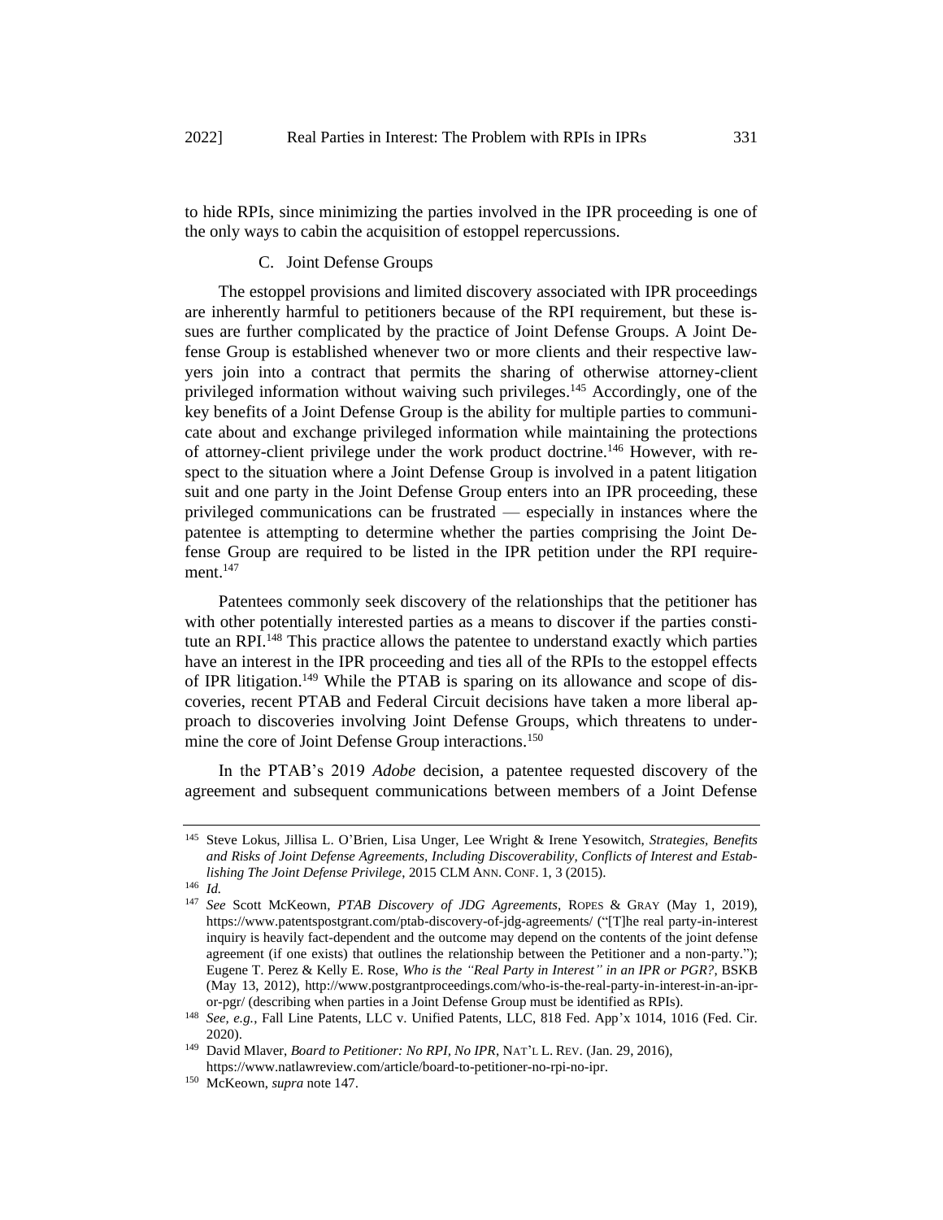to hide RPIs, since minimizing the parties involved in the IPR proceeding is one of the only ways to cabin the acquisition of estoppel repercussions.

### C. Joint Defense Groups

The estoppel provisions and limited discovery associated with IPR proceedings are inherently harmful to petitioners because of the RPI requirement, but these issues are further complicated by the practice of Joint Defense Groups. A Joint Defense Group is established whenever two or more clients and their respective lawyers join into a contract that permits the sharing of otherwise attorney-client privileged information without waiving such privileges.[145] Accordingly, one of the key benefits of a Joint Defense Group is the ability for multiple parties to communicate about and exchange privileged information while maintaining the protections of attorney-client privilege under the work product doctrine.[146] However, with respect to the situation where a Joint Defense Group is involved in a patent litigation suit and one party in the Joint Defense Group enters into an IPR proceeding, these privileged communications can be frustrated — especially in instances where the patentee is attempting to determine whether the parties comprising the Joint Defense Group are required to be listed in the IPR petition under the RPI requirement.[147]

Patentees commonly seek discovery of the relationships that the petitioner has with other potentially interested parties as a means to discover if the parties constitute an RPI.[148] This practice allows the patentee to understand exactly which parties have an interest in the IPR proceeding and ties all of the RPIs to the estoppel effects of IPR litigation.[149] While the PTAB is sparing on its allowance and scope of discoveries, recent PTAB and Federal Circuit decisions have taken a more liberal approach to discoveries involving Joint Defense Groups, which threatens to undermine the core of Joint Defense Group interactions.[150]

In the PTAB's 2019 *Adobe* decision, a patentee requested discovery of the agreement and subsequent communications between members of a Joint Defense

---

[145] Steve Lokus, Jillisa L. O'Brien, Lisa Unger, Lee Wright & Irene Yesowitch, *Strategies, Benefits and Risks of Joint Defense Agreements, Including Discoverability, Conflicts of Interest and Establishing The Joint Defense Privilege*, 2015 CLM ANN. CONF. 1, 3 (2015).

[146] *Id.*

[147] *See* Scott McKeown, *PTAB Discovery of JDG Agreements*, ROPES & GRAY (May 1, 2019), https://www.patentspostgrant.com/ptab-discovery-of-jdg-agreements/ ("[T]he real party-in-interest inquiry is heavily fact-dependent and the outcome may depend on the contents of the joint defense agreement (if one exists) that outlines the relationship between the Petitioner and a non-party."); Eugene T. Perez & Kelly E. Rose, *Who is the "Real Party in Interest" in an IPR or PGR?*, BSKB (May 13, 2012), http://www.postgrantproceedings.com/who-is-the-real-party-in-interest-in-an-ipr-or-pgr/ (describing when parties in a Joint Defense Group must be identified as RPIs).

[148] *See, e.g.*, Fall Line Patents, LLC v. Unified Patents, LLC, 818 Fed. App'x 1014, 1016 (Fed. Cir. 2020).

[149] David Mlaver, *Board to Petitioner: No RPI, No IPR*, NAT'L L. REV. (Jan. 29, 2016), https://www.natlawreview.com/article/board-to-petitioner-no-rpi-no-ipr.

[150] McKeown, *supra* note 147.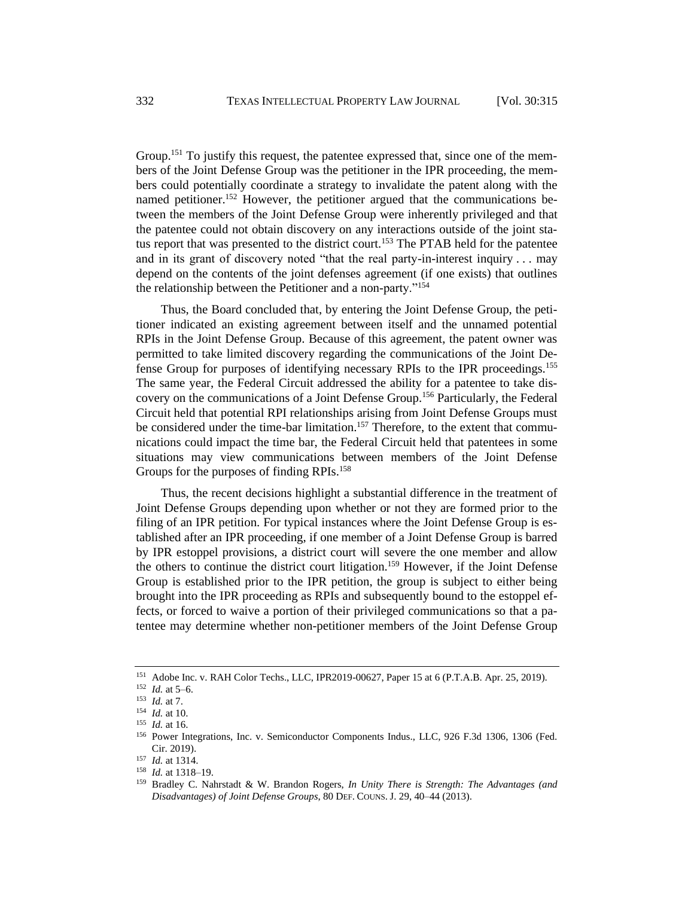Group.[151] To justify this request, the patentee expressed that, since one of the members of the Joint Defense Group was the petitioner in the IPR proceeding, the members could potentially coordinate a strategy to invalidate the patent along with the named petitioner.[152] However, the petitioner argued that the communications between the members of the Joint Defense Group were inherently privileged and that the patentee could not obtain discovery on any interactions outside of the joint status report that was presented to the district court.[153] The PTAB held for the patentee and in its grant of discovery noted "that the real party-in-interest inquiry . . . may depend on the contents of the joint defenses agreement (if one exists) that outlines the relationship between the Petitioner and a non-party."[154]

Thus, the Board concluded that, by entering the Joint Defense Group, the petitioner indicated an existing agreement between itself and the unnamed potential RPIs in the Joint Defense Group. Because of this agreement, the patent owner was permitted to take limited discovery regarding the communications of the Joint Defense Group for purposes of identifying necessary RPIs to the IPR proceedings.[155] The same year, the Federal Circuit addressed the ability for a patentee to take discovery on the communications of a Joint Defense Group.[156] Particularly, the Federal Circuit held that potential RPI relationships arising from Joint Defense Groups must be considered under the time-bar limitation.[157] Therefore, to the extent that communications could impact the time bar, the Federal Circuit held that patentees in some situations may view communications between members of the Joint Defense Groups for the purposes of finding RPIs.[158]

Thus, the recent decisions highlight a substantial difference in the treatment of Joint Defense Groups depending upon whether or not they are formed prior to the filing of an IPR petition. For typical instances where the Joint Defense Group is established after an IPR proceeding, if one member of a Joint Defense Group is barred by IPR estoppel provisions, a district court will sever the one member and allow the others to continue the district court litigation.[159] However, if the Joint Defense Group is established prior to the IPR petition, the group is subject to either being brought into the IPR proceeding as RPIs and subsequently bound to the estoppel effects, or forced to waive a portion of their privileged communications so that a patentee may determine whether non-petitioner members of the Joint Defense Group

---

[151] Adobe Inc. v. RAH Color Techs., LLC, IPR2019-00627, Paper 15 at 6 (P.T.A.B. Apr. 25, 2019).

[152] *Id.* at 5–6.

[153] *Id.* at 7.

[154] *Id.* at 10.

[155] *Id.* at 16.

[156] Power Integrations, Inc. v. Semiconductor Components Indus., LLC, 926 F.3d 1306, 1306 (Fed. Cir. 2019).

[157] *Id.* at 1314.

[158] *Id.* at 1318–19.

[159] Bradley C. Nahrstadt & W. Brandon Rogers, *In Unity There is Strength: The Advantages (and Disadvantages) of Joint Defense Groups*, 80 DEF. COUNS. J. 29, 40–44 (2013).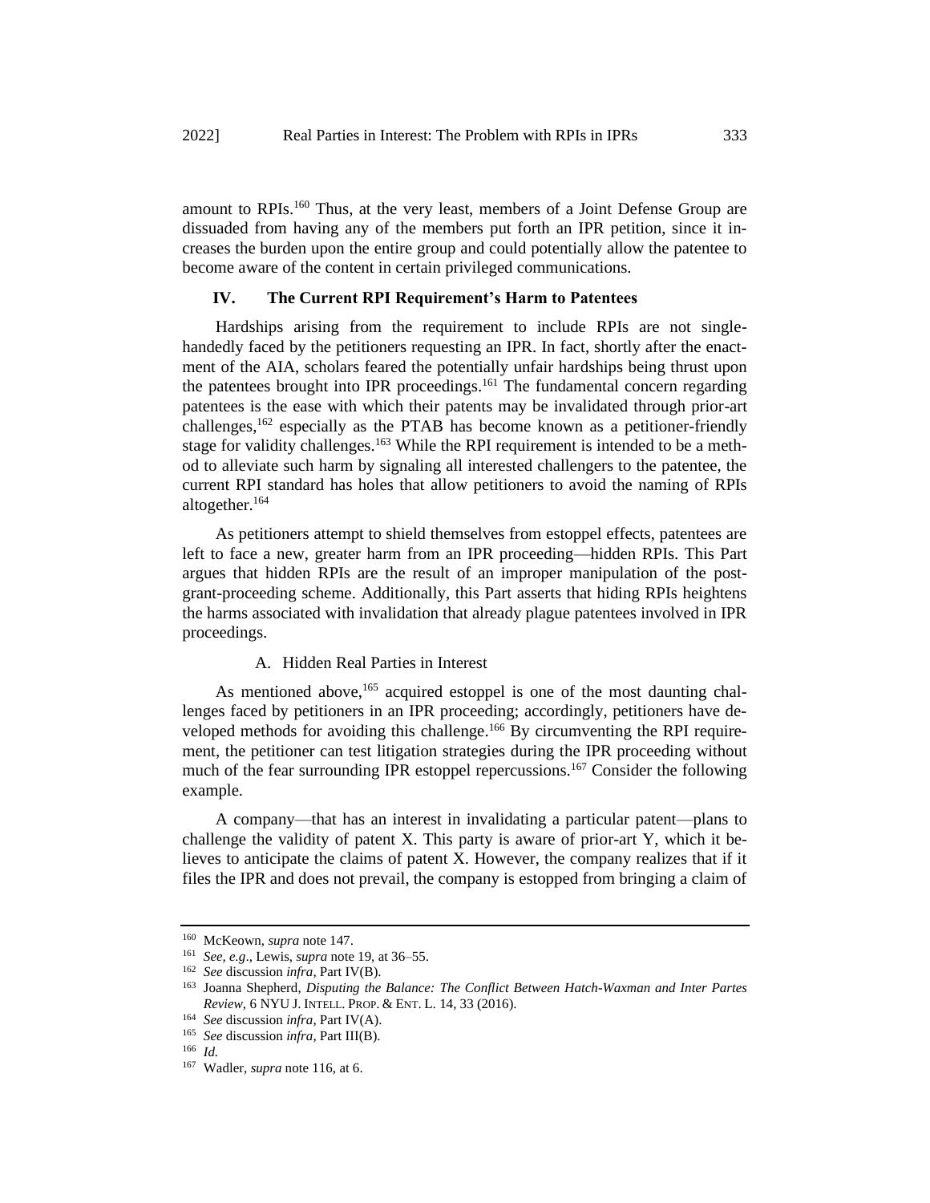amount to RPIs.[160] Thus, at the very least, members of a Joint Defense Group are dissuaded from having any of the members put forth an IPR petition, since it increases the burden upon the entire group and could potentially allow the patentee to become aware of the content in certain privileged communications.

## IV. The Current RPI Requirement's Harm to Patentees

Hardships arising from the requirement to include RPIs are not single-handedly faced by the petitioners requesting an IPR. In fact, shortly after the enactment of the AIA, scholars feared the potentially unfair hardships being thrust upon the patentees brought into IPR proceedings.[161] The fundamental concern regarding patentees is the ease with which their patents may be invalidated through prior-art challenges,[162] especially as the PTAB has become known as a petitioner-friendly stage for validity challenges.[163] While the RPI requirement is intended to be a method to alleviate such harm by signaling all interested challengers to the patentee, the current RPI standard has holes that allow petitioners to avoid the naming of RPIs altogether.[164]

As petitioners attempt to shield themselves from estoppel effects, patentees are left to face a new, greater harm from an IPR proceeding—hidden RPIs. This Part argues that hidden RPIs are the result of an improper manipulation of the post-grant-proceeding scheme. Additionally, this Part asserts that hiding RPIs heightens the harms associated with invalidation that already plague patentees involved in IPR proceedings.

### A. Hidden Real Parties in Interest

As mentioned above,[165] acquired estoppel is one of the most daunting challenges faced by petitioners in an IPR proceeding; accordingly, petitioners have developed methods for avoiding this challenge.[166] By circumventing the RPI requirement, the petitioner can test litigation strategies during the IPR proceeding without much of the fear surrounding IPR estoppel repercussions.[167] Consider the following example.

A company—that has an interest in invalidating a particular patent—plans to challenge the validity of patent X. This party is aware of prior-art Y, which it believes to anticipate the claims of patent X. However, the company realizes that if it files the IPR and does not prevail, the company is estopped from bringing a claim of

---

[160] McKeown, *supra* note 147.

[161] *See, e.g*., Lewis, *supra* note 19, at 36–55.

[162] *See* discussion *infra*, Part IV(B).

[163] Joanna Shepherd, *Disputing the Balance: The Conflict Between Hatch-Waxman and Inter Partes Review*, 6 NYU J. INTELL. PROP. & ENT. L. 14, 33 (2016).

[164] *See* discussion *infra*, Part IV(A).

[165] *See* discussion *infra*, Part III(B).

[166] *Id.*

[167] Wadler, *supra* note 116, at 6.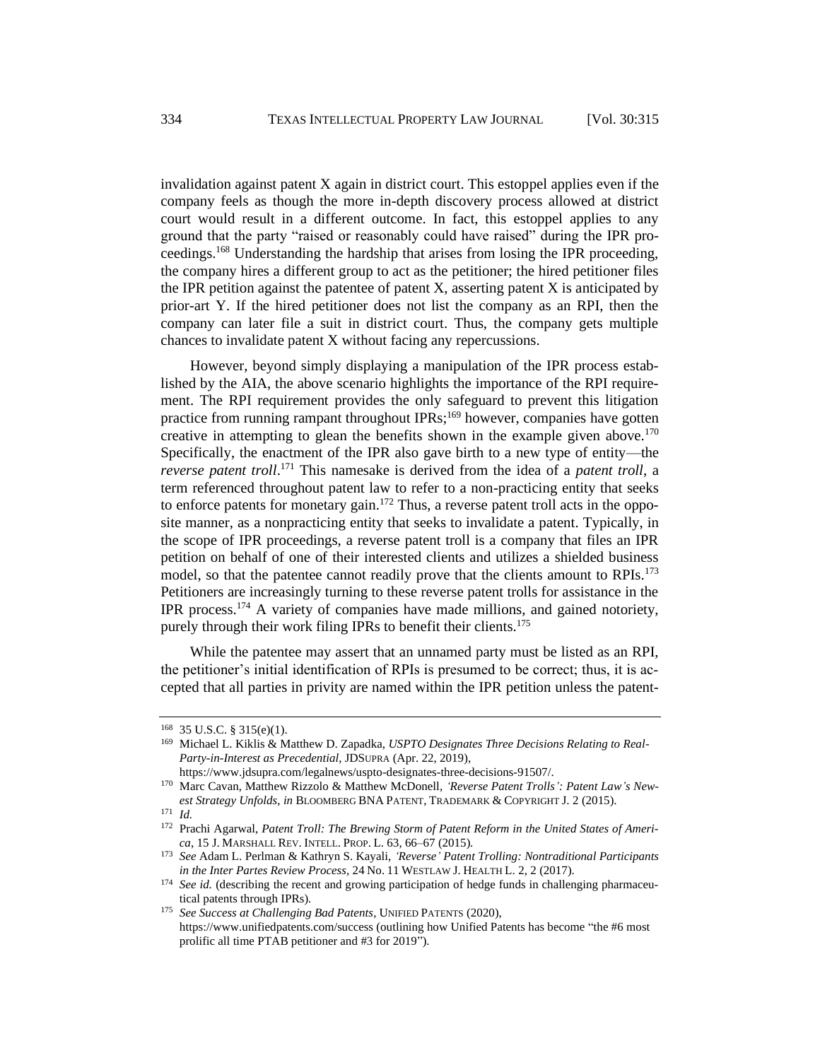invalidation against patent X again in district court. This estoppel applies even if the company feels as though the more in-depth discovery process allowed at district court would result in a different outcome. In fact, this estoppel applies to any ground that the party "raised or reasonably could have raised" during the IPR proceedings.[168] Understanding the hardship that arises from losing the IPR proceeding, the company hires a different group to act as the petitioner; the hired petitioner files the IPR petition against the patentee of patent X, asserting patent X is anticipated by prior-art Y. If the hired petitioner does not list the company as an RPI, then the company can later file a suit in district court. Thus, the company gets multiple chances to invalidate patent X without facing any repercussions.

However, beyond simply displaying a manipulation of the IPR process established by the AIA, the above scenario highlights the importance of the RPI requirement. The RPI requirement provides the only safeguard to prevent this litigation practice from running rampant throughout IPRs;[169] however, companies have gotten creative in attempting to glean the benefits shown in the example given above.[170] Specifically, the enactment of the IPR also gave birth to a new type of entity—the *reverse patent troll*.[171] This namesake is derived from the idea of a *patent troll*, a term referenced throughout patent law to refer to a non-practicing entity that seeks to enforce patents for monetary gain.[172] Thus, a reverse patent troll acts in the opposite manner, as a nonpracticing entity that seeks to invalidate a patent. Typically, in the scope of IPR proceedings, a reverse patent troll is a company that files an IPR petition on behalf of one of their interested clients and utilizes a shielded business model, so that the patentee cannot readily prove that the clients amount to RPIs.[173] Petitioners are increasingly turning to these reverse patent trolls for assistance in the IPR process.[174] A variety of companies have made millions, and gained notoriety, purely through their work filing IPRs to benefit their clients.[175]

While the patentee may assert that an unnamed party must be listed as an RPI, the petitioner's initial identification of RPIs is presumed to be correct; thus, it is accepted that all parties in privity are named within the IPR petition unless the patent-

---

[168] 35 U.S.C. § 315(e)(1).

[169] Michael L. Kiklis & Matthew D. Zapadka, *USPTO Designates Three Decisions Relating to Real-Party-in-Interest as Precedential*, JDSUPRA (Apr. 22, 2019), https://www.jdsupra.com/legalnews/uspto-designates-three-decisions-91507/.

[170] Marc Cavan, Matthew Rizzolo & Matthew McDonell, *'Reverse Patent Trolls': Patent Law's Newest Strategy Unfolds*, *in* BLOOMBERG BNA PATENT, TRADEMARK & COPYRIGHT J. 2 (2015).

[171] *Id.*

[172] Prachi Agarwal, *Patent Troll: The Brewing Storm of Patent Reform in the United States of America*, 15 J. MARSHALL REV. INTELL. PROP. L. 63, 66–67 (2015).

[173] *See* Adam L. Perlman & Kathryn S. Kayali, *'Reverse' Patent Trolling: Nontraditional Participants in the Inter Partes Review Process*, 24 No. 11 WESTLAW J. HEALTH L. 2, 2 (2017).

[174] *See id.* (describing the recent and growing participation of hedge funds in challenging pharmaceutical patents through IPRs).

[175] *See Success at Challenging Bad Patents*, UNIFIED PATENTS (2020), https://www.unifiedpatents.com/success (outlining how Unified Patents has become "the #6 most prolific all time PTAB petitioner and #3 for 2019").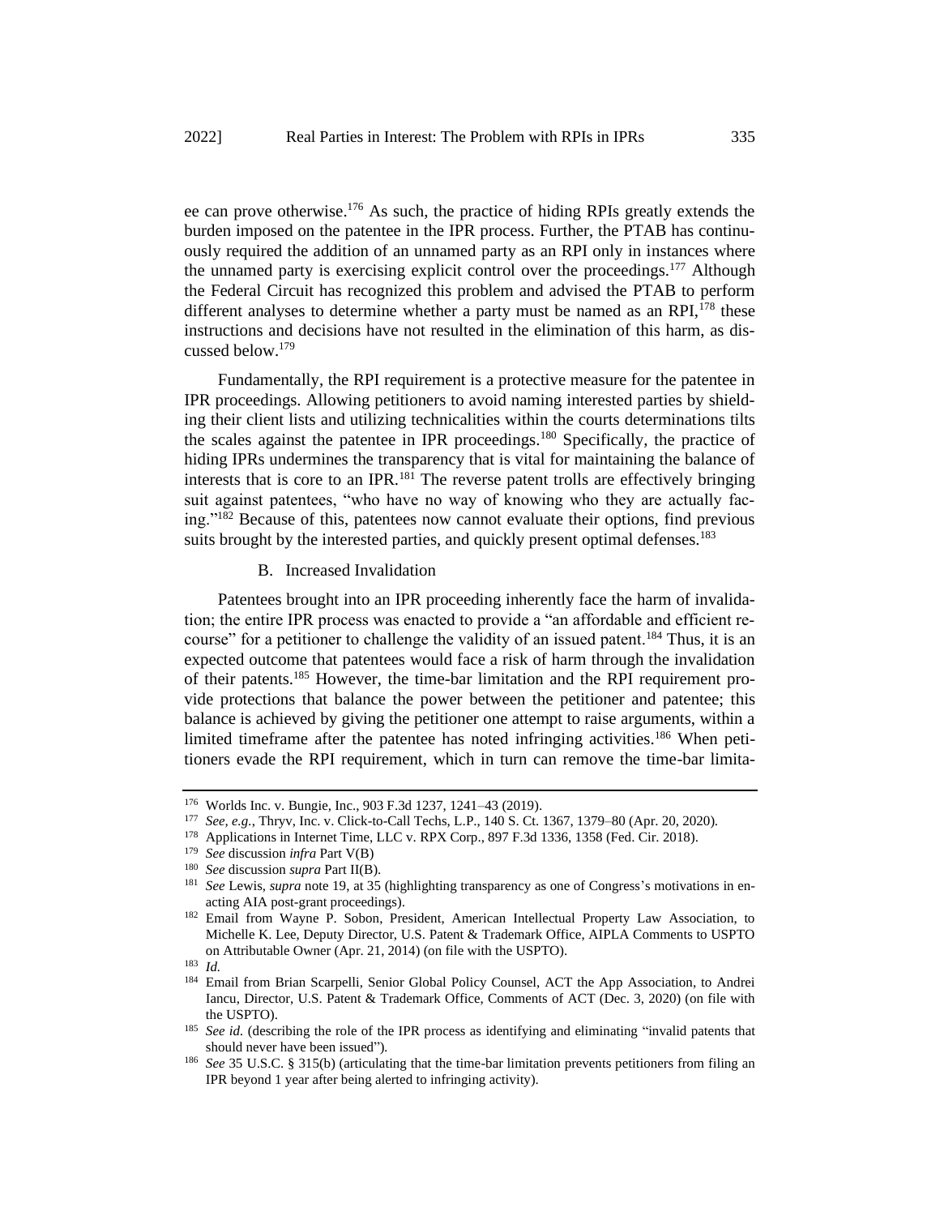ee can prove otherwise.[176] As such, the practice of hiding RPIs greatly extends the burden imposed on the patentee in the IPR process. Further, the PTAB has continuously required the addition of an unnamed party as an RPI only in instances where the unnamed party is exercising explicit control over the proceedings.[177] Although the Federal Circuit has recognized this problem and advised the PTAB to perform different analyses to determine whether a party must be named as an RPI,[178] these instructions and decisions have not resulted in the elimination of this harm, as discussed below.[179]

Fundamentally, the RPI requirement is a protective measure for the patentee in IPR proceedings. Allowing petitioners to avoid naming interested parties by shielding their client lists and utilizing technicalities within the courts determinations tilts the scales against the patentee in IPR proceedings.[180] Specifically, the practice of hiding IPRs undermines the transparency that is vital for maintaining the balance of interests that is core to an IPR.[181] The reverse patent trolls are effectively bringing suit against patentees, "who have no way of knowing who they are actually facing."[182] Because of this, patentees now cannot evaluate their options, find previous suits brought by the interested parties, and quickly present optimal defenses.[183]

### B. Increased Invalidation

Patentees brought into an IPR proceeding inherently face the harm of invalidation; the entire IPR process was enacted to provide a "an affordable and efficient recourse" for a petitioner to challenge the validity of an issued patent.[184] Thus, it is an expected outcome that patentees would face a risk of harm through the invalidation of their patents.[185] However, the time-bar limitation and the RPI requirement provide protections that balance the power between the petitioner and patentee; this balance is achieved by giving the petitioner one attempt to raise arguments, within a limited timeframe after the patentee has noted infringing activities.[186] When petitioners evade the RPI requirement, which in turn can remove the time-bar limita-

---

[176] Worlds Inc. v. Bungie, Inc., 903 F.3d 1237, 1241–43 (2019).

[177] *See, e.g.*, Thryv, Inc. v. Click-to-Call Techs, L.P., 140 S. Ct. 1367, 1379–80 (Apr. 20, 2020).

[178] Applications in Internet Time, LLC v. RPX Corp., 897 F.3d 1336, 1358 (Fed. Cir. 2018).

[179] *See* discussion *infra* Part V(B)

[180] *See* discussion *supra* Part II(B).

[181] *See* Lewis, *supra* note 19, at 35 (highlighting transparency as one of Congress's motivations in enacting AIA post-grant proceedings).

[182] Email from Wayne P. Sobon, President, American Intellectual Property Law Association, to Michelle K. Lee, Deputy Director, U.S. Patent & Trademark Office, AIPLA Comments to USPTO on Attributable Owner (Apr. 21, 2014) (on file with the USPTO).

[183] *Id.*

[184] Email from Brian Scarpelli, Senior Global Policy Counsel, ACT the App Association, to Andrei Iancu, Director, U.S. Patent & Trademark Office, Comments of ACT (Dec. 3, 2020) (on file with the USPTO).

[185] *See id.* (describing the role of the IPR process as identifying and eliminating "invalid patents that should never have been issued").

[186] *See* 35 U.S.C. § 315(b) (articulating that the time-bar limitation prevents petitioners from filing an IPR beyond 1 year after being alerted to infringing activity).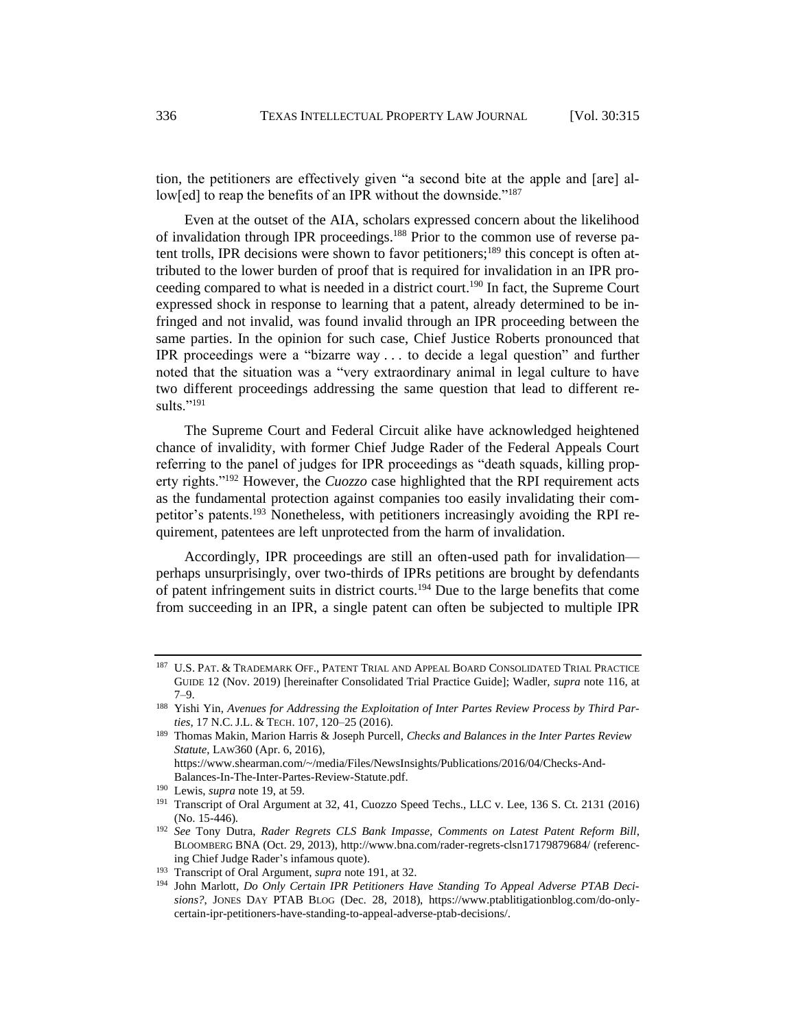tion, the petitioners are effectively given "a second bite at the apple and [are] allow[ed] to reap the benefits of an IPR without the downside."[187]

Even at the outset of the AIA, scholars expressed concern about the likelihood of invalidation through IPR proceedings.[188] Prior to the common use of reverse patent trolls, IPR decisions were shown to favor petitioners;[189] this concept is often attributed to the lower burden of proof that is required for invalidation in an IPR proceeding compared to what is needed in a district court.[190] In fact, the Supreme Court expressed shock in response to learning that a patent, already determined to be infringed and not invalid, was found invalid through an IPR proceeding between the same parties. In the opinion for such case, Chief Justice Roberts pronounced that IPR proceedings were a "bizarre way . . . to decide a legal question" and further noted that the situation was a "very extraordinary animal in legal culture to have two different proceedings addressing the same question that lead to different results."[191]

The Supreme Court and Federal Circuit alike have acknowledged heightened chance of invalidity, with former Chief Judge Rader of the Federal Appeals Court referring to the panel of judges for IPR proceedings as "death squads, killing property rights."[192] However, the *Cuozzo* case highlighted that the RPI requirement acts as the fundamental protection against companies too easily invalidating their competitor's patents.[193] Nonetheless, with petitioners increasingly avoiding the RPI requirement, patentees are left unprotected from the harm of invalidation.

Accordingly, IPR proceedings are still an often-used path for invalidation—perhaps unsurprisingly, over two-thirds of IPRs petitions are brought by defendants of patent infringement suits in district courts.[194] Due to the large benefits that come from succeeding in an IPR, a single patent can often be subjected to multiple IPR

---

[187] U.S. PAT. & TRADEMARK OFF., PATENT TRIAL AND APPEAL BOARD CONSOLIDATED TRIAL PRACTICE GUIDE 12 (Nov. 2019) [hereinafter Consolidated Trial Practice Guide]; Wadler, *supra* note 116, at 7–9.

[188] Yishi Yin, *Avenues for Addressing the Exploitation of Inter Partes Review Process by Third Parties*, 17 N.C. J.L. & TECH. 107, 120–25 (2016).

[189] Thomas Makin, Marion Harris & Joseph Purcell, *Checks and Balances in the Inter Partes Review Statute*, LAW360 (Apr. 6, 2016), https://www.shearman.com/~/media/Files/NewsInsights/Publications/2016/04/Checks-And-Balances-In-The-Inter-Partes-Review-Statute.pdf.

[190] Lewis, *supra* note 19, at 59.

[191] Transcript of Oral Argument at 32, 41, Cuozzo Speed Techs., LLC v. Lee, 136 S. Ct. 2131 (2016) (No. 15-446).

[192] *See* Tony Dutra, *Rader Regrets CLS Bank Impasse, Comments on Latest Patent Reform Bill*, BLOOMBERG BNA (Oct. 29, 2013), http://www.bna.com/rader-regrets-clsn17179879684/ (referencing Chief Judge Rader's infamous quote).

[193] Transcript of Oral Argument, *supra* note 191, at 32.

[194] John Marlott, *Do Only Certain IPR Petitioners Have Standing To Appeal Adverse PTAB Decisions?*, JONES DAY PTAB BLOG (Dec. 28, 2018), https://www.ptablitigationblog.com/do-only-certain-ipr-petitioners-have-standing-to-appeal-adverse-ptab-decisions/.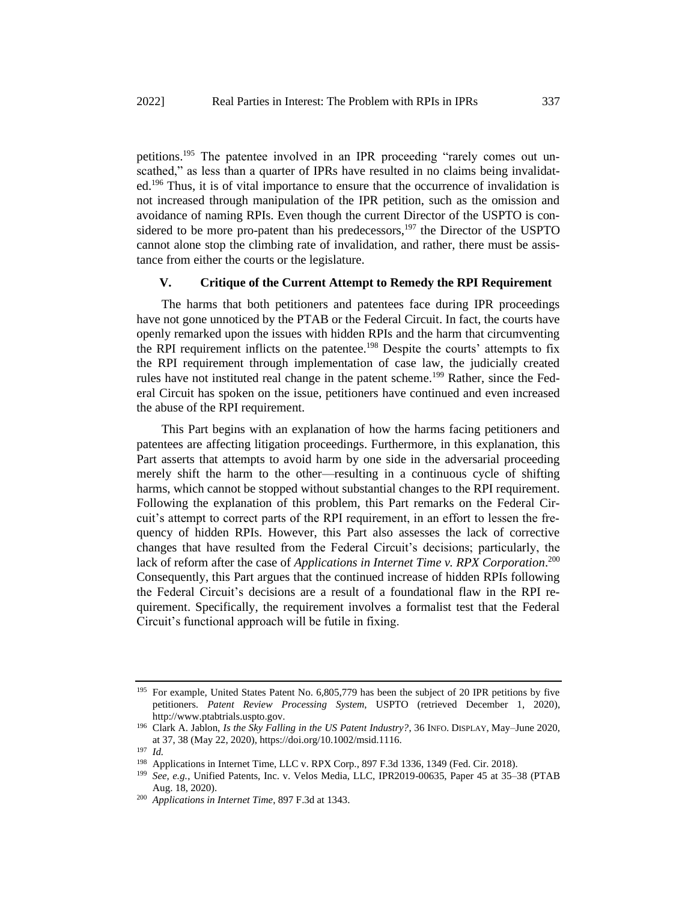petitions.[195] The patentee involved in an IPR proceeding "rarely comes out unscathed," as less than a quarter of IPRs have resulted in no claims being invalidated.[196] Thus, it is of vital importance to ensure that the occurrence of invalidation is not increased through manipulation of the IPR petition, such as the omission and avoidance of naming RPIs. Even though the current Director of the USPTO is considered to be more pro-patent than his predecessors,[197] the Director of the USPTO cannot alone stop the climbing rate of invalidation, and rather, there must be assistance from either the courts or the legislature.

## V. Critique of the Current Attempt to Remedy the RPI Requirement

The harms that both petitioners and patentees face during IPR proceedings have not gone unnoticed by the PTAB or the Federal Circuit. In fact, the courts have openly remarked upon the issues with hidden RPIs and the harm that circumventing the RPI requirement inflicts on the patentee.[198] Despite the courts' attempts to fix the RPI requirement through implementation of case law, the judicially created rules have not instituted real change in the patent scheme.[199] Rather, since the Federal Circuit has spoken on the issue, petitioners have continued and even increased the abuse of the RPI requirement.

This Part begins with an explanation of how the harms facing petitioners and patentees are affecting litigation proceedings. Furthermore, in this explanation, this Part asserts that attempts to avoid harm by one side in the adversarial proceeding merely shift the harm to the other—resulting in a continuous cycle of shifting harms, which cannot be stopped without substantial changes to the RPI requirement. Following the explanation of this problem, this Part remarks on the Federal Circuit's attempt to correct parts of the RPI requirement, in an effort to lessen the frequency of hidden RPIs. However, this Part also assesses the lack of corrective changes that have resulted from the Federal Circuit's decisions; particularly, the lack of reform after the case of *Applications in Internet Time v. RPX Corporation*.[200] Consequently, this Part argues that the continued increase of hidden RPIs following the Federal Circuit's decisions are a result of a foundational flaw in the RPI requirement. Specifically, the requirement involves a formalist test that the Federal Circuit's functional approach will be futile in fixing.

---

[195] For example, United States Patent No. 6,805,779 has been the subject of 20 IPR petitions by five petitioners. *Patent Review Processing System*, USPTO (retrieved December 1, 2020), http://www.ptabtrials.uspto.gov.

[196] Clark A. Jablon, *Is the Sky Falling in the US Patent Industry?*, 36 INFO. DISPLAY, May–June 2020, at 37, 38 (May 22, 2020), https://doi.org/10.1002/msid.1116.

[197] *Id.*

[198] Applications in Internet Time, LLC v. RPX Corp., 897 F.3d 1336, 1349 (Fed. Cir. 2018).

[199] *See, e.g.*, Unified Patents, Inc. v. Velos Media, LLC, IPR2019-00635, Paper 45 at 35–38 (PTAB Aug. 18, 2020).

[200] *Applications in Internet Time*, 897 F.3d at 1343.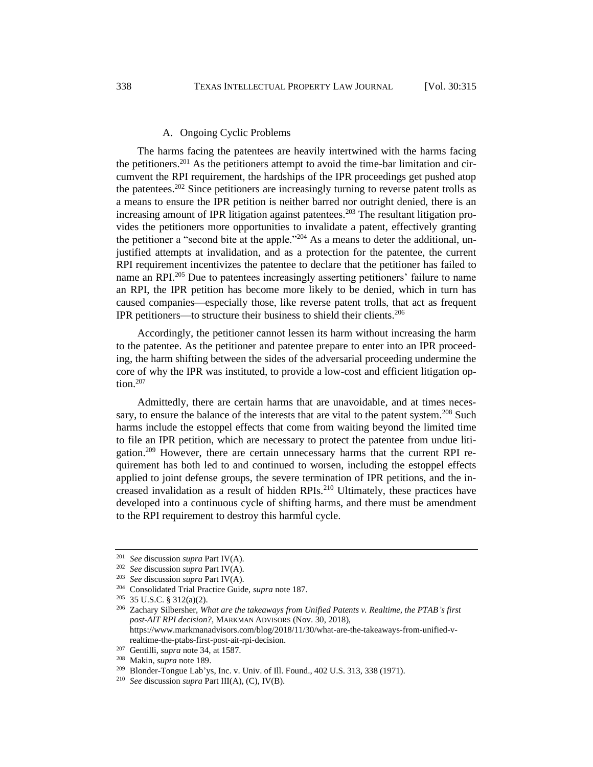### A. Ongoing Cyclic Problems

The harms facing the patentees are heavily intertwined with the harms facing the petitioners.[201] As the petitioners attempt to avoid the time-bar limitation and circumvent the RPI requirement, the hardships of the IPR proceedings get pushed atop the patentees.[202] Since petitioners are increasingly turning to reverse patent trolls as a means to ensure the IPR petition is neither barred nor outright denied, there is an increasing amount of IPR litigation against patentees.[203] The resultant litigation provides the petitioners more opportunities to invalidate a patent, effectively granting the petitioner a "second bite at the apple."[204] As a means to deter the additional, unjustified attempts at invalidation, and as a protection for the patentee, the current RPI requirement incentivizes the patentee to declare that the petitioner has failed to name an RPI.[205] Due to patentees increasingly asserting petitioners' failure to name an RPI, the IPR petition has become more likely to be denied, which in turn has caused companies—especially those, like reverse patent trolls, that act as frequent IPR petitioners—to structure their business to shield their clients.[206]

Accordingly, the petitioner cannot lessen its harm without increasing the harm to the patentee. As the petitioner and patentee prepare to enter into an IPR proceeding, the harm shifting between the sides of the adversarial proceeding undermine the core of why the IPR was instituted, to provide a low-cost and efficient litigation option.[207]

Admittedly, there are certain harms that are unavoidable, and at times necessary, to ensure the balance of the interests that are vital to the patent system.[208] Such harms include the estoppel effects that come from waiting beyond the limited time to file an IPR petition, which are necessary to protect the patentee from undue litigation.[209] However, there are certain unnecessary harms that the current RPI requirement has both led to and continued to worsen, including the estoppel effects applied to joint defense groups, the severe termination of IPR petitions, and the increased invalidation as a result of hidden RPIs.[210] Ultimately, these practices have developed into a continuous cycle of shifting harms, and there must be amendment to the RPI requirement to destroy this harmful cycle.

---

[201] *See* discussion *supra* Part IV(A).

[202] *See* discussion *supra* Part IV(A).

[203] *See* discussion *supra* Part IV(A).

[204] Consolidated Trial Practice Guide, *supra* note 187.

[205] 35 U.S.C. § 312(a)(2).

[206] Zachary Silbersher, *What are the takeaways from Unified Patents v. Realtime, the PTAB's first post-AIT RPI decision?*, MARKMAN ADVISORS (Nov. 30, 2018), https://www.markmanadvisors.com/blog/2018/11/30/what-are-the-takeaways-from-unified-v-realtime-the-ptabs-first-post-ait-rpi-decision.

[207] Gentilli, *supra* note 34, at 1587.

[208] Makin, *supra* note 189.

[209] Blonder-Tongue Lab'ys, Inc. v. Univ. of Ill. Found., 402 U.S. 313, 338 (1971).

[210] *See* discussion *supra* Part III(A), (C), IV(B).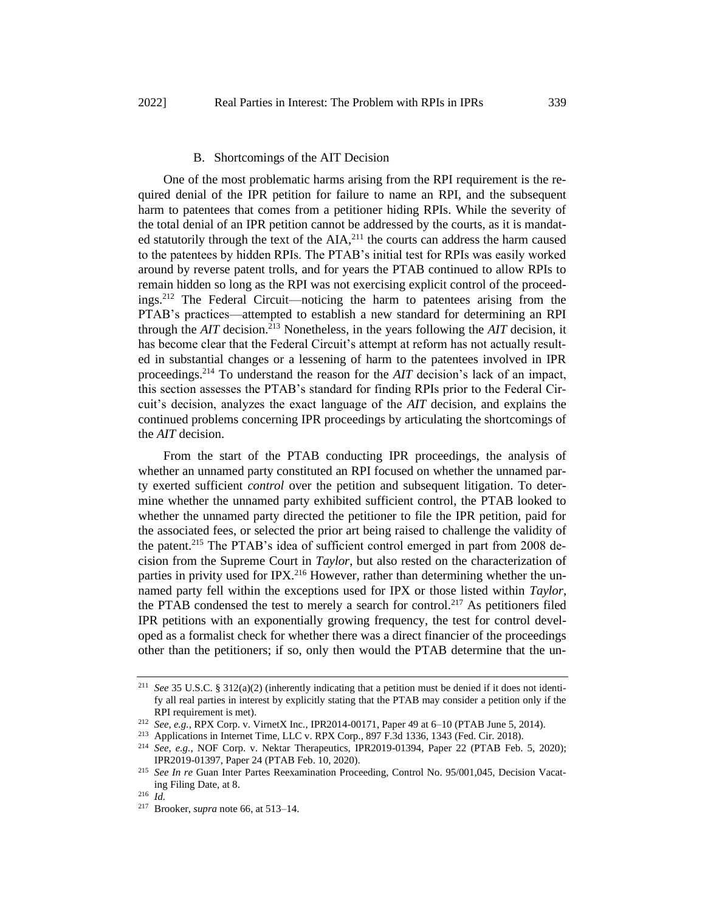### B. Shortcomings of the AIT Decision

One of the most problematic harms arising from the RPI requirement is the required denial of the IPR petition for failure to name an RPI, and the subsequent harm to patentees that comes from a petitioner hiding RPIs. While the severity of the total denial of an IPR petition cannot be addressed by the courts, as it is mandated statutorily through the text of the AIA,[211] the courts can address the harm caused to the patentees by hidden RPIs. The PTAB's initial test for RPIs was easily worked around by reverse patent trolls, and for years the PTAB continued to allow RPIs to remain hidden so long as the RPI was not exercising explicit control of the proceedings.[212] The Federal Circuit—noticing the harm to patentees arising from the PTAB's practices—attempted to establish a new standard for determining an RPI through the *AIT* decision.[213] Nonetheless, in the years following the *AIT* decision, it has become clear that the Federal Circuit's attempt at reform has not actually resulted in substantial changes or a lessening of harm to the patentees involved in IPR proceedings.[214] To understand the reason for the *AIT* decision's lack of an impact, this section assesses the PTAB's standard for finding RPIs prior to the Federal Circuit's decision, analyzes the exact language of the *AIT* decision, and explains the continued problems concerning IPR proceedings by articulating the shortcomings of the *AIT* decision.

From the start of the PTAB conducting IPR proceedings, the analysis of whether an unnamed party constituted an RPI focused on whether the unnamed party exerted sufficient *control* over the petition and subsequent litigation. To determine whether the unnamed party exhibited sufficient control, the PTAB looked to whether the unnamed party directed the petitioner to file the IPR petition, paid for the associated fees, or selected the prior art being raised to challenge the validity of the patent.[215] The PTAB's idea of sufficient control emerged in part from 2008 decision from the Supreme Court in *Taylor*, but also rested on the characterization of parties in privity used for IPX.[216] However, rather than determining whether the unnamed party fell within the exceptions used for IPX or those listed within *Taylor*, the PTAB condensed the test to merely a search for control.[217] As petitioners filed IPR petitions with an exponentially growing frequency, the test for control developed as a formalist check for whether there was a direct financier of the proceedings other than the petitioners; if so, only then would the PTAB determine that the un-

---

[211] *See* 35 U.S.C. § 312(a)(2) (inherently indicating that a petition must be denied if it does not identify all real parties in interest by explicitly stating that the PTAB may consider a petition only if the RPI requirement is met).

[212] *See, e.g.*, RPX Corp. v. VirnetX Inc., IPR2014-00171, Paper 49 at 6–10 (PTAB June 5, 2014).

[213] Applications in Internet Time, LLC v. RPX Corp., 897 F.3d 1336, 1343 (Fed. Cir. 2018).

[214] *See, e.g.*, NOF Corp. v. Nektar Therapeutics, IPR2019-01394, Paper 22 (PTAB Feb. 5, 2020); IPR2019-01397, Paper 24 (PTAB Feb. 10, 2020).

[215] *See In re* Guan Inter Partes Reexamination Proceeding, Control No. 95/001,045, Decision Vacating Filing Date, at 8.

[216] *Id.*

[217] Brooker, *supra* note 66, at 513–14.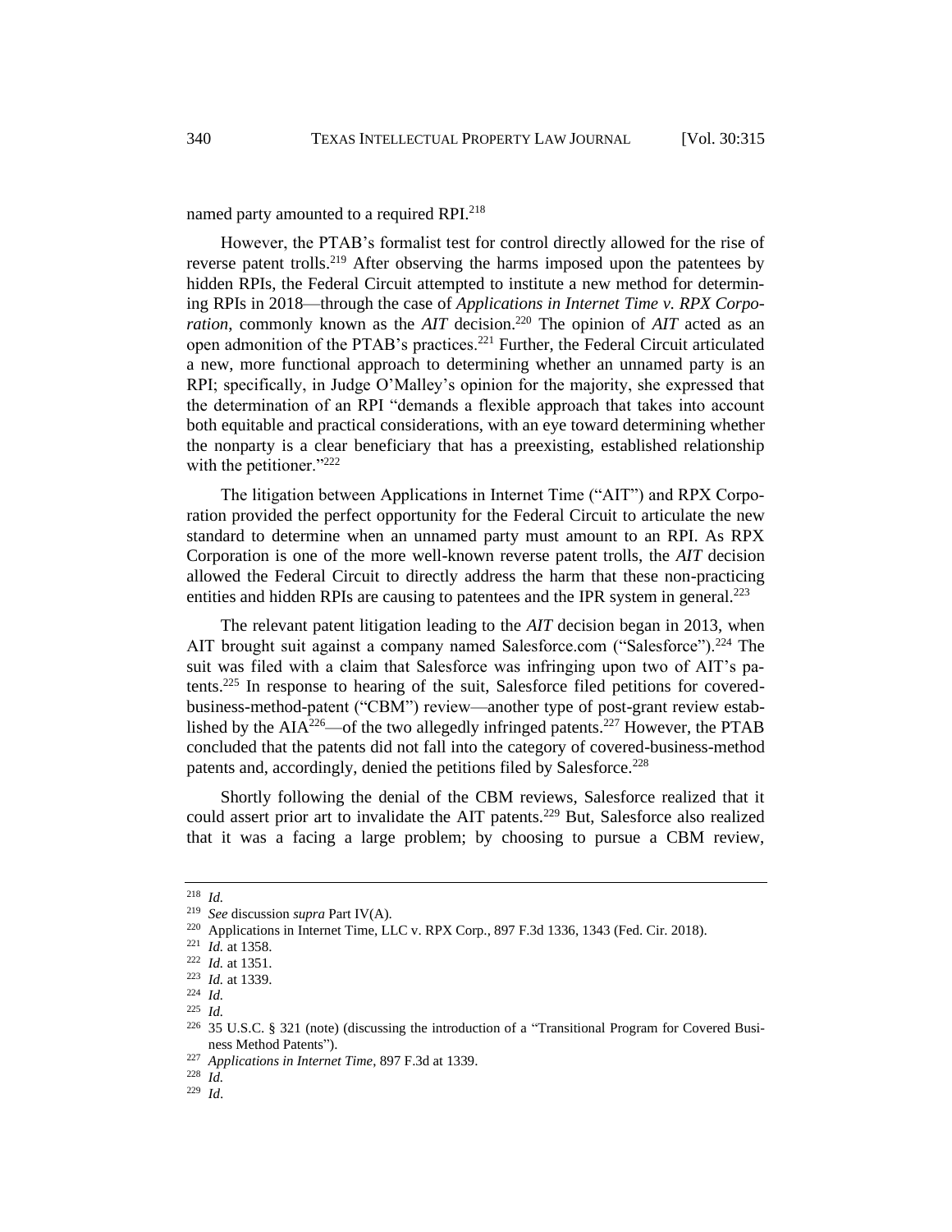named party amounted to a required RPI.[218]

However, the PTAB's formalist test for control directly allowed for the rise of reverse patent trolls.[219] After observing the harms imposed upon the patentees by hidden RPIs, the Federal Circuit attempted to institute a new method for determining RPIs in 2018—through the case of *Applications in Internet Time v. RPX Corporation*, commonly known as the *AIT* decision.[220] The opinion of *AIT* acted as an open admonition of the PTAB's practices.[221] Further, the Federal Circuit articulated a new, more functional approach to determining whether an unnamed party is an RPI; specifically, in Judge O'Malley's opinion for the majority, she expressed that the determination of an RPI "demands a flexible approach that takes into account both equitable and practical considerations, with an eye toward determining whether the nonparty is a clear beneficiary that has a preexisting, established relationship with the petitioner."[222]

The litigation between Applications in Internet Time ("AIT") and RPX Corporation provided the perfect opportunity for the Federal Circuit to articulate the new standard to determine when an unnamed party must amount to an RPI. As RPX Corporation is one of the more well-known reverse patent trolls, the *AIT* decision allowed the Federal Circuit to directly address the harm that these non-practicing entities and hidden RPIs are causing to patentees and the IPR system in general.[223]

The relevant patent litigation leading to the *AIT* decision began in 2013, when AIT brought suit against a company named Salesforce.com ("Salesforce").[224] The suit was filed with a claim that Salesforce was infringing upon two of AIT's patents.[225] In response to hearing of the suit, Salesforce filed petitions for covered-business-method-patent ("CBM") review—another type of post-grant review established by the AIA[226]—of the two allegedly infringed patents.[227] However, the PTAB concluded that the patents did not fall into the category of covered-business-method patents and, accordingly, denied the petitions filed by Salesforce.[228]

Shortly following the denial of the CBM reviews, Salesforce realized that it could assert prior art to invalidate the AIT patents.[229] But, Salesforce also realized that it was a facing a large problem; by choosing to pursue a CBM review,

---

[218] *Id.*

[219] *See* discussion *supra* Part IV(A).

[220] Applications in Internet Time, LLC v. RPX Corp., 897 F.3d 1336, 1343 (Fed. Cir. 2018).

[221] *Id.* at 1358.

[222] *Id.* at 1351.

[223] *Id.* at 1339.

[224] *Id.*

[225] *Id.*

[226] 35 U.S.C. § 321 (note) (discussing the introduction of a "Transitional Program for Covered Business Method Patents").

[227] *Applications in Internet Time*, 897 F.3d at 1339.

[228] *Id.*

[229] *Id*.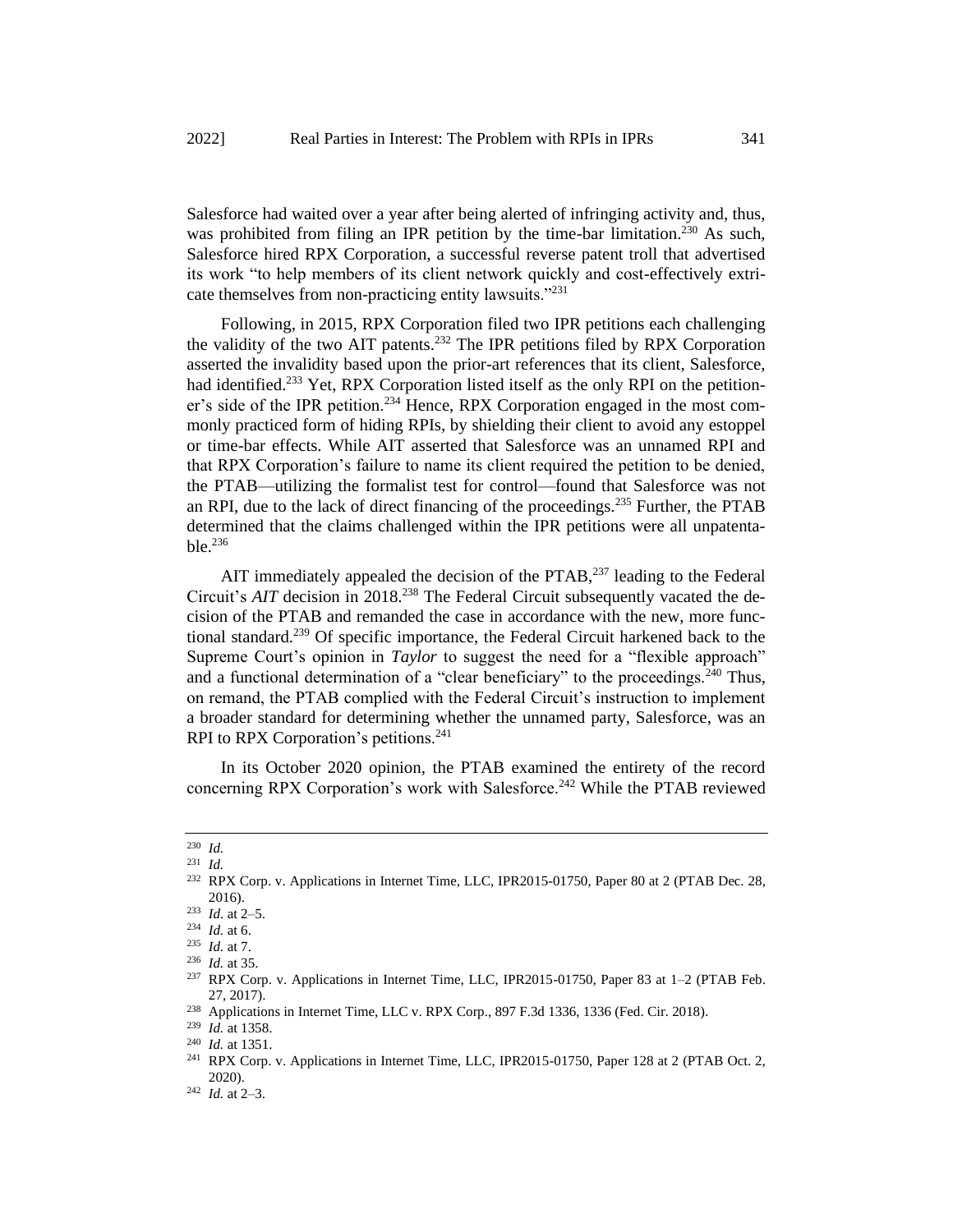Salesforce had waited over a year after being alerted of infringing activity and, thus, was prohibited from filing an IPR petition by the time-bar limitation.[230] As such, Salesforce hired RPX Corporation, a successful reverse patent troll that advertised its work "to help members of its client network quickly and cost-effectively extricate themselves from non-practicing entity lawsuits."[231]

Following, in 2015, RPX Corporation filed two IPR petitions each challenging the validity of the two AIT patents.[232] The IPR petitions filed by RPX Corporation asserted the invalidity based upon the prior-art references that its client, Salesforce, had identified.[233] Yet, RPX Corporation listed itself as the only RPI on the petitioner's side of the IPR petition.[234] Hence, RPX Corporation engaged in the most commonly practiced form of hiding RPIs, by shielding their client to avoid any estoppel or time-bar effects. While AIT asserted that Salesforce was an unnamed RPI and that RPX Corporation's failure to name its client required the petition to be denied, the PTAB—utilizing the formalist test for control—found that Salesforce was not an RPI, due to the lack of direct financing of the proceedings.[235] Further, the PTAB determined that the claims challenged within the IPR petitions were all unpatentable.[236]

AIT immediately appealed the decision of the PTAB,[237] leading to the Federal Circuit's *AIT* decision in 2018.[238] The Federal Circuit subsequently vacated the decision of the PTAB and remanded the case in accordance with the new, more functional standard.[239] Of specific importance, the Federal Circuit harkened back to the Supreme Court's opinion in ***Taylor*** to suggest the need for a "flexible approach" and a functional determination of a "clear beneficiary" to the proceedings.[240] Thus, on remand, the PTAB complied with the Federal Circuit's instruction to implement a broader standard for determining whether the unnamed party, Salesforce, was an RPI to RPX Corporation's petitions.[241]

In its October 2020 opinion, the PTAB examined the entirety of the record concerning RPX Corporation's work with Salesforce.[242] While the PTAB reviewed

---

[230] *Id.*

[231] *Id.*

[232] RPX Corp. v. Applications in Internet Time, LLC, IPR2015-01750, Paper 80 at 2 (PTAB Dec. 28, 2016).

[233] *Id.* at 2–5.

[234] *Id.* at 6.

[235] *Id.* at 7.

[236] *Id.* at 35.

[237] RPX Corp. v. Applications in Internet Time, LLC, IPR2015-01750, Paper 83 at 1–2 (PTAB Feb. 27, 2017).

[238] Applications in Internet Time, LLC v. RPX Corp., 897 F.3d 1336, 1336 (Fed. Cir. 2018).

[239] *Id.* at 1358.

[240] *Id.* at 1351.

[241] RPX Corp. v. Applications in Internet Time, LLC, IPR2015-01750, Paper 128 at 2 (PTAB Oct. 2, 2020).

[242] *Id.* at 2–3.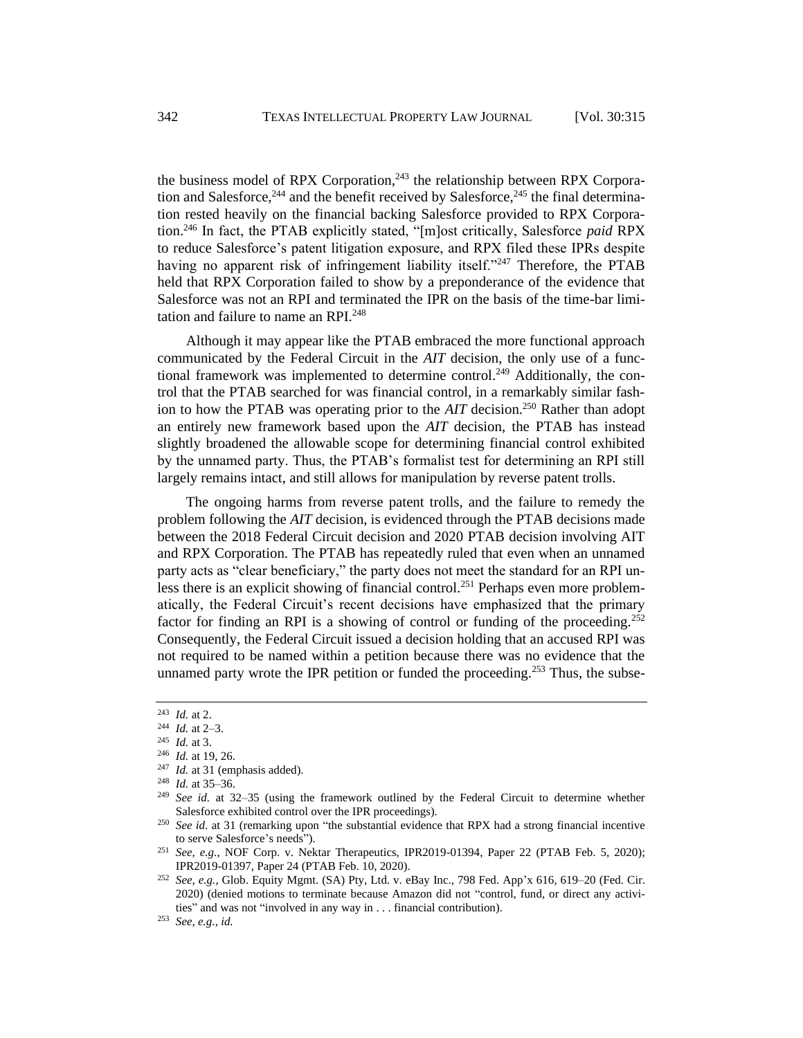the business model of RPX Corporation,[243] the relationship between RPX Corporation and Salesforce,[244] and the benefit received by Salesforce,[245] the final determination rested heavily on the financial backing Salesforce provided to RPX Corporation.[246] In fact, the PTAB explicitly stated, "[m]ost critically, Salesforce *paid* RPX to reduce Salesforce's patent litigation exposure, and RPX filed these IPRs despite having no apparent risk of infringement liability itself."[247] Therefore, the PTAB held that RPX Corporation failed to show by a preponderance of the evidence that Salesforce was not an RPI and terminated the IPR on the basis of the time-bar limitation and failure to name an RPI.[248]

Although it may appear like the PTAB embraced the more functional approach communicated by the Federal Circuit in the *AIT* decision, the only use of a functional framework was implemented to determine control.[249] Additionally, the control that the PTAB searched for was financial control, in a remarkably similar fashion to how the PTAB was operating prior to the *AIT* decision.[250] Rather than adopt an entirely new framework based upon the *AIT* decision, the PTAB has instead slightly broadened the allowable scope for determining financial control exhibited by the unnamed party. Thus, the PTAB's formalist test for determining an RPI still largely remains intact, and still allows for manipulation by reverse patent trolls.

The ongoing harms from reverse patent trolls, and the failure to remedy the problem following the *AIT* decision, is evidenced through the PTAB decisions made between the 2018 Federal Circuit decision and 2020 PTAB decision involving AIT and RPX Corporation. The PTAB has repeatedly ruled that even when an unnamed party acts as "clear beneficiary," the party does not meet the standard for an RPI unless there is an explicit showing of financial control.[251] Perhaps even more problematically, the Federal Circuit's recent decisions have emphasized that the primary factor for finding an RPI is a showing of control or funding of the proceeding.[252] Consequently, the Federal Circuit issued a decision holding that an accused RPI was not required to be named within a petition because there was no evidence that the unnamed party wrote the IPR petition or funded the proceeding.[253] Thus, the subse-

---

[243] *Id.* at 2.

[244] *Id.* at 2–3.

[245] *Id.* at 3.

[246] *Id.* at 19, 26.

[247] *Id.* at 31 (emphasis added).

[248] *Id.* at 35–36.

[249] *See id.* at 32–35 (using the framework outlined by the Federal Circuit to determine whether Salesforce exhibited control over the IPR proceedings).

[250] *See id.* at 31 (remarking upon "the substantial evidence that RPX had a strong financial incentive to serve Salesforce's needs").

[251] *See, e.g.*, NOF Corp. v. Nektar Therapeutics, IPR2019-01394, Paper 22 (PTAB Feb. 5, 2020); IPR2019-01397, Paper 24 (PTAB Feb. 10, 2020).

[252] *See, e.g.*, Glob. Equity Mgmt. (SA) Pty, Ltd. v. eBay Inc., 798 Fed. App'x 616, 619–20 (Fed. Cir. 2020) (denied motions to terminate because Amazon did not "control, fund, or direct any activities" and was not "involved in any way in . . . financial contribution).

[253] *See, e.g.*, *id.*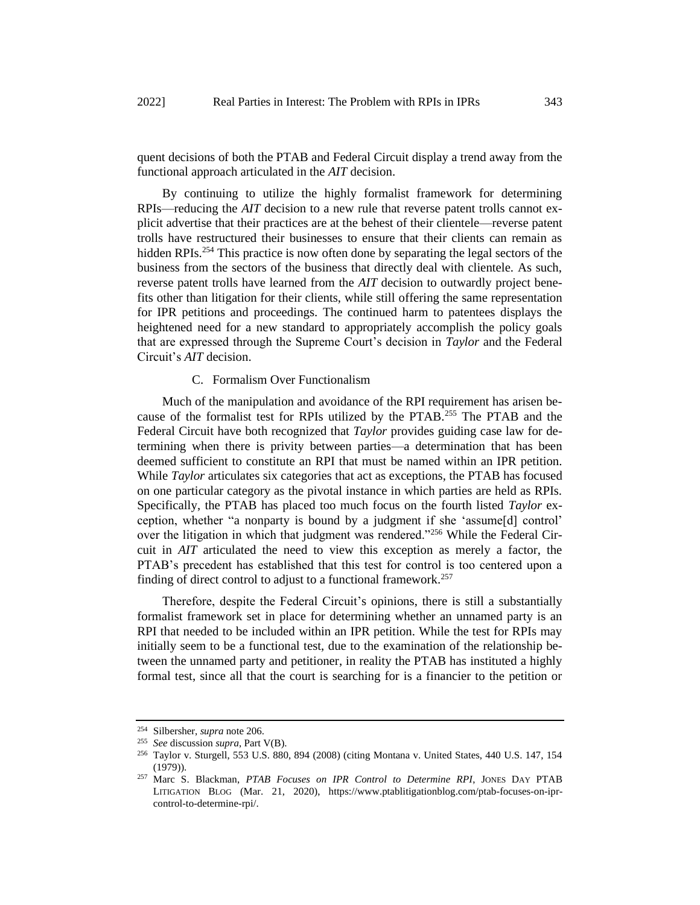quent decisions of both the PTAB and Federal Circuit display a trend away from the functional approach articulated in the *AIT* decision.

By continuing to utilize the highly formalist framework for determining RPIs—reducing the *AIT* decision to a new rule that reverse patent trolls cannot explicit advertise that their practices are at the behest of their clientele—reverse patent trolls have restructured their businesses to ensure that their clients can remain as hidden RPIs.[254] This practice is now often done by separating the legal sectors of the business from the sectors of the business that directly deal with clientele. As such, reverse patent trolls have learned from the *AIT* decision to outwardly project benefits other than litigation for their clients, while still offering the same representation for IPR petitions and proceedings. The continued harm to patentees displays the heightened need for a new standard to appropriately accomplish the policy goals that are expressed through the Supreme Court's decision in *Taylor* and the Federal Circuit's *AIT* decision.

### C. Formalism Over Functionalism

Much of the manipulation and avoidance of the RPI requirement has arisen because of the formalist test for RPIs utilized by the PTAB.[255] The PTAB and the Federal Circuit have both recognized that *Taylor* provides guiding case law for determining when there is privity between parties—a determination that has been deemed sufficient to constitute an RPI that must be named within an IPR petition. While *Taylor* articulates six categories that act as exceptions, the PTAB has focused on one particular category as the pivotal instance in which parties are held as RPIs. Specifically, the PTAB has placed too much focus on the fourth listed *Taylor* exception, whether "a nonparty is bound by a judgment if she 'assume[d] control' over the litigation in which that judgment was rendered."[256] While the Federal Circuit in *AIT* articulated the need to view this exception as merely a factor, the PTAB's precedent has established that this test for control is too centered upon a finding of direct control to adjust to a functional framework.[257]

Therefore, despite the Federal Circuit's opinions, there is still a substantially formalist framework set in place for determining whether an unnamed party is an RPI that needed to be included within an IPR petition. While the test for RPIs may initially seem to be a functional test, due to the examination of the relationship between the unnamed party and petitioner, in reality the PTAB has instituted a highly formal test, since all that the court is searching for is a financier to the petition or

---

[254] Silbersher, *supra* note 206.

[255] *See* discussion *supra*, Part V(B).

[256] Taylor v. Sturgell, 553 U.S. 880, 894 (2008) (citing Montana v. United States, 440 U.S. 147, 154 (1979)).

[257] Marc S. Blackman, *PTAB Focuses on IPR Control to Determine RPI*, JONES DAY PTAB LITIGATION BLOG (Mar. 21, 2020), https://www.ptablitigationblog.com/ptab-focuses-on-ipr-control-to-determine-rpi/.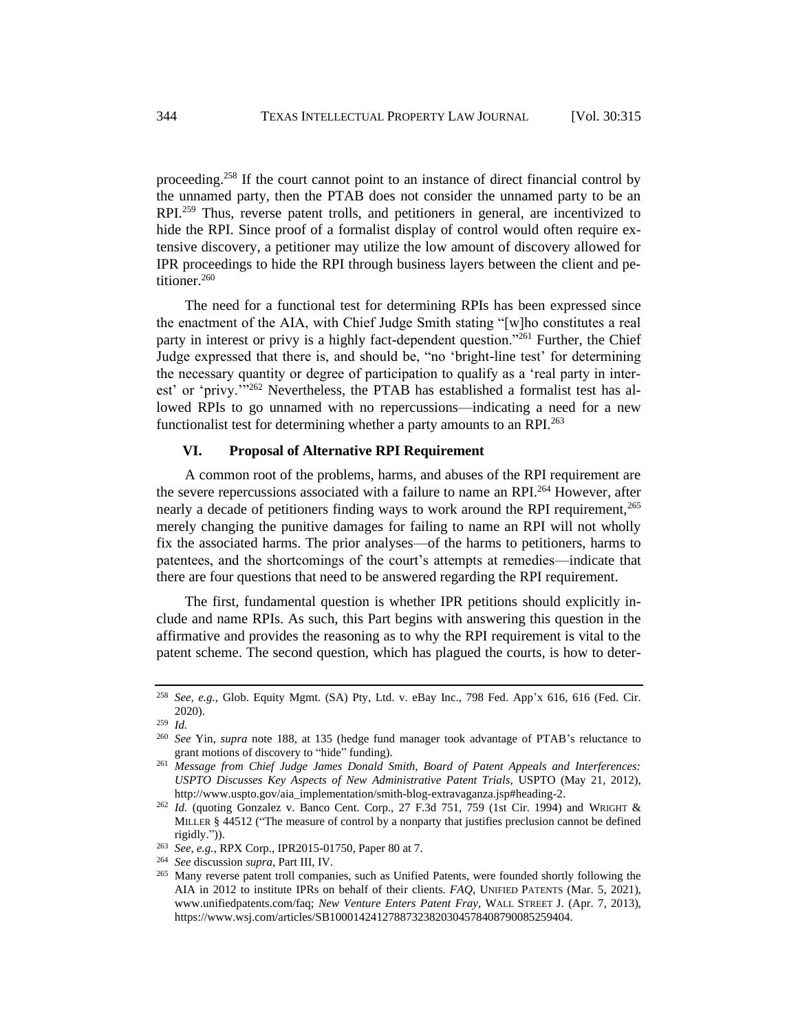proceeding.[258] If the court cannot point to an instance of direct financial control by the unnamed party, then the PTAB does not consider the unnamed party to be an RPI.[259] Thus, reverse patent trolls, and petitioners in general, are incentivized to hide the RPI. Since proof of a formalist display of control would often require extensive discovery, a petitioner may utilize the low amount of discovery allowed for IPR proceedings to hide the RPI through business layers between the client and petitioner.[260]

The need for a functional test for determining RPIs has been expressed since the enactment of the AIA, with Chief Judge Smith stating "[w]ho constitutes a real party in interest or privy is a highly fact-dependent question."[261] Further, the Chief Judge expressed that there is, and should be, "no 'bright-line test' for determining the necessary quantity or degree of participation to qualify as a 'real party in interest' or 'privy.'"[262] Nevertheless, the PTAB has established a formalist test has allowed RPIs to go unnamed with no repercussions—indicating a need for a new functionalist test for determining whether a party amounts to an RPI.[263]

## VI. Proposal of Alternative RPI Requirement

A common root of the problems, harms, and abuses of the RPI requirement are the severe repercussions associated with a failure to name an RPI.[264] However, after nearly a decade of petitioners finding ways to work around the RPI requirement,[265] merely changing the punitive damages for failing to name an RPI will not wholly fix the associated harms. The prior analyses—of the harms to petitioners, harms to patentees, and the shortcomings of the court's attempts at remedies—indicate that there are four questions that need to be answered regarding the RPI requirement.

The first, fundamental question is whether IPR petitions should explicitly include and name RPIs. As such, this Part begins with answering this question in the affirmative and provides the reasoning as to why the RPI requirement is vital to the patent scheme. The second question, which has plagued the courts, is how to deter-

---

[258] *See, e.g.*, Glob. Equity Mgmt. (SA) Pty, Ltd. v. eBay Inc., 798 Fed. App'x 616, 616 (Fed. Cir. 2020).

[259] *Id.*

[260] *See* Yin, *supra* note 188, at 135 (hedge fund manager took advantage of PTAB's reluctance to grant motions of discovery to "hide" funding).

[261] *Message from Chief Judge James Donald Smith, Board of Patent Appeals and Interferences: USPTO Discusses Key Aspects of New Administrative Patent Trials*, USPTO (May 21, 2012), http://www.uspto.gov/aia_implementation/smith-blog-extravaganza.jsp#heading-2.

[262] *Id.* (quoting Gonzalez v. Banco Cent. Corp., 27 F.3d 751, 759 (1st Cir. 1994) and WRIGHT & MILLER § 44512 ("The measure of control by a nonparty that justifies preclusion cannot be defined rigidly.")).

[263] *See, e.g.*, RPX Corp., IPR2015-01750, Paper 80 at 7.

[264] *See* discussion *supra*, Part III, IV.

[265] Many reverse patent troll companies, such as Unified Patents, were founded shortly following the AIA in 2012 to institute IPRs on behalf of their clients. *FAQ*, UNIFIED PATENTS (Mar. 5, 2021), www.unifiedpatents.com/faq; *New Venture Enters Patent Fray*, WALL STREET J. (Apr. 7, 2013), https://www.wsj.com/articles/SB10001424127887323820304578408790085259404.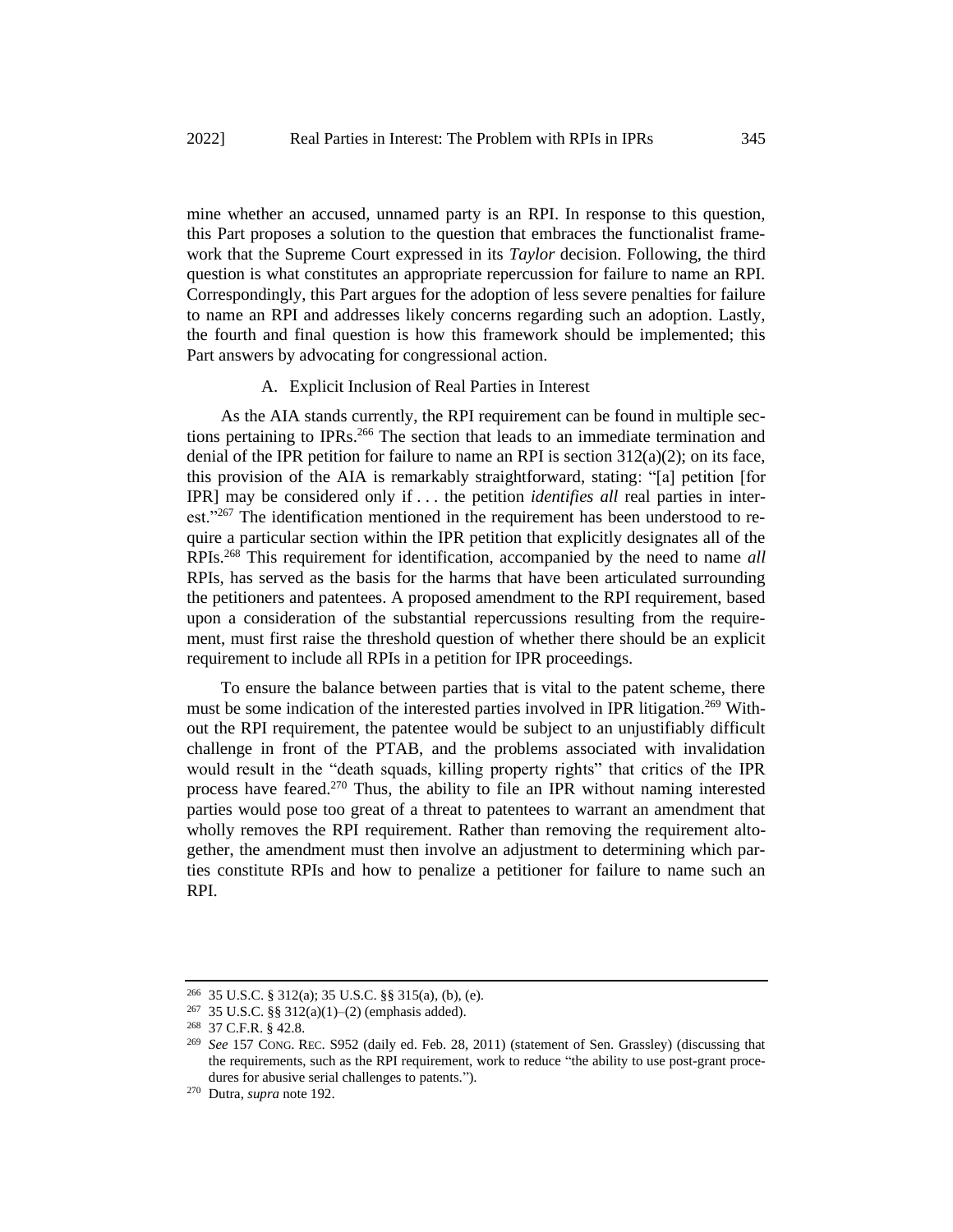mine whether an accused, unnamed party is an RPI. In response to this question, this Part proposes a solution to the question that embraces the functionalist framework that the Supreme Court expressed in its *Taylor* decision. Following, the third question is what constitutes an appropriate repercussion for failure to name an RPI. Correspondingly, this Part argues for the adoption of less severe penalties for failure to name an RPI and addresses likely concerns regarding such an adoption. Lastly, the fourth and final question is how this framework should be implemented; this Part answers by advocating for congressional action.

### A. Explicit Inclusion of Real Parties in Interest

As the AIA stands currently, the RPI requirement can be found in multiple sections pertaining to IPRs.[266] The section that leads to an immediate termination and denial of the IPR petition for failure to name an RPI is section 312(a)(2); on its face, this provision of the AIA is remarkably straightforward, stating: "[a] petition [for IPR] may be considered only if . . . the petition *identifies all* real parties in interest."[267] The identification mentioned in the requirement has been understood to require a particular section within the IPR petition that explicitly designates all of the RPIs.[268] This requirement for identification, accompanied by the need to name *all* RPIs, has served as the basis for the harms that have been articulated surrounding the petitioners and patentees. A proposed amendment to the RPI requirement, based upon a consideration of the substantial repercussions resulting from the requirement, must first raise the threshold question of whether there should be an explicit requirement to include all RPIs in a petition for IPR proceedings.

To ensure the balance between parties that is vital to the patent scheme, there must be some indication of the interested parties involved in IPR litigation.[269] Without the RPI requirement, the patentee would be subject to an unjustifiably difficult challenge in front of the PTAB, and the problems associated with invalidation would result in the "death squads, killing property rights" that critics of the IPR process have feared.[270] Thus, the ability to file an IPR without naming interested parties would pose too great of a threat to patentees to warrant an amendment that wholly removes the RPI requirement. Rather than removing the requirement altogether, the amendment must then involve an adjustment to determining which parties constitute RPIs and how to penalize a petitioner for failure to name such an RPI.

---

[266] 35 U.S.C. § 312(a); 35 U.S.C. §§ 315(a), (b), (e).

[267] 35 U.S.C. §§ 312(a)(1)–(2) (emphasis added).

[268] 37 C.F.R. § 42.8.

[269] *See* 157 CONG. REC. S952 (daily ed. Feb. 28, 2011) (statement of Sen. Grassley) (discussing that the requirements, such as the RPI requirement, work to reduce "the ability to use post-grant procedures for abusive serial challenges to patents.").

[270] Dutra, *supra* note 192.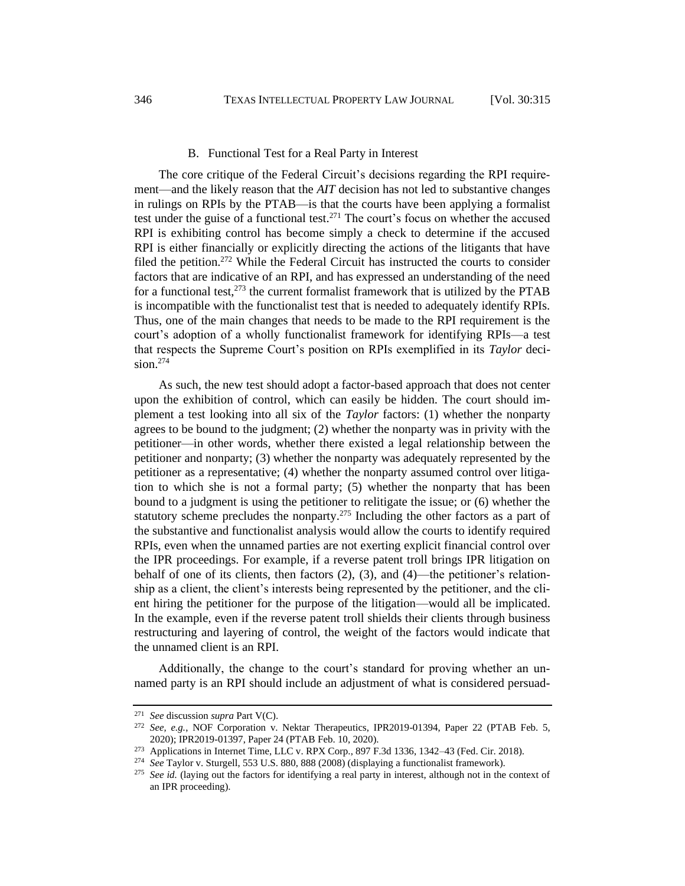### B. Functional Test for a Real Party in Interest

The core critique of the Federal Circuit's decisions regarding the RPI requirement—and the likely reason that the *AIT* decision has not led to substantive changes in rulings on RPIs by the PTAB—is that the courts have been applying a formalist test under the guise of a functional test.[271] The court's focus on whether the accused RPI is exhibiting control has become simply a check to determine if the accused RPI is either financially or explicitly directing the actions of the litigants that have filed the petition.[272] While the Federal Circuit has instructed the courts to consider factors that are indicative of an RPI, and has expressed an understanding of the need for a functional test,[273] the current formalist framework that is utilized by the PTAB is incompatible with the functionalist test that is needed to adequately identify RPIs. Thus, one of the main changes that needs to be made to the RPI requirement is the court's adoption of a wholly functionalist framework for identifying RPIs—a test that respects the Supreme Court's position on RPIs exemplified in its *Taylor* decision.[274]

As such, the new test should adopt a factor-based approach that does not center upon the exhibition of control, which can easily be hidden. The court should implement a test looking into all six of the *Taylor* factors: (1) whether the nonparty agrees to be bound to the judgment; (2) whether the nonparty was in privity with the petitioner—in other words, whether there existed a legal relationship between the petitioner and nonparty; (3) whether the nonparty was adequately represented by the petitioner as a representative; (4) whether the nonparty assumed control over litigation to which she is not a formal party; (5) whether the nonparty that has been bound to a judgment is using the petitioner to relitigate the issue; or (6) whether the statutory scheme precludes the nonparty.[275] Including the other factors as a part of the substantive and functionalist analysis would allow the courts to identify required RPIs, even when the unnamed parties are not exerting explicit financial control over the IPR proceedings. For example, if a reverse patent troll brings IPR litigation on behalf of one of its clients, then factors (2), (3), and (4)—the petitioner's relationship as a client, the client's interests being represented by the petitioner, and the client hiring the petitioner for the purpose of the litigation—would all be implicated. In the example, even if the reverse patent troll shields their clients through business restructuring and layering of control, the weight of the factors would indicate that the unnamed client is an RPI.

Additionally, the change to the court's standard for proving whether an unnamed party is an RPI should include an adjustment of what is considered persuad-

---

[271] *See* discussion *supra* Part V(C).

[272] *See, e.g.*, NOF Corporation v. Nektar Therapeutics, IPR2019-01394, Paper 22 (PTAB Feb. 5, 2020); IPR2019-01397, Paper 24 (PTAB Feb. 10, 2020).

[273] Applications in Internet Time, LLC v. RPX Corp., 897 F.3d 1336, 1342–43 (Fed. Cir. 2018).

[274] *See* Taylor v. Sturgell, 553 U.S. 880, 888 (2008) (displaying a functionalist framework).

[275] *See id.* (laying out the factors for identifying a real party in interest, although not in the context of an IPR proceeding).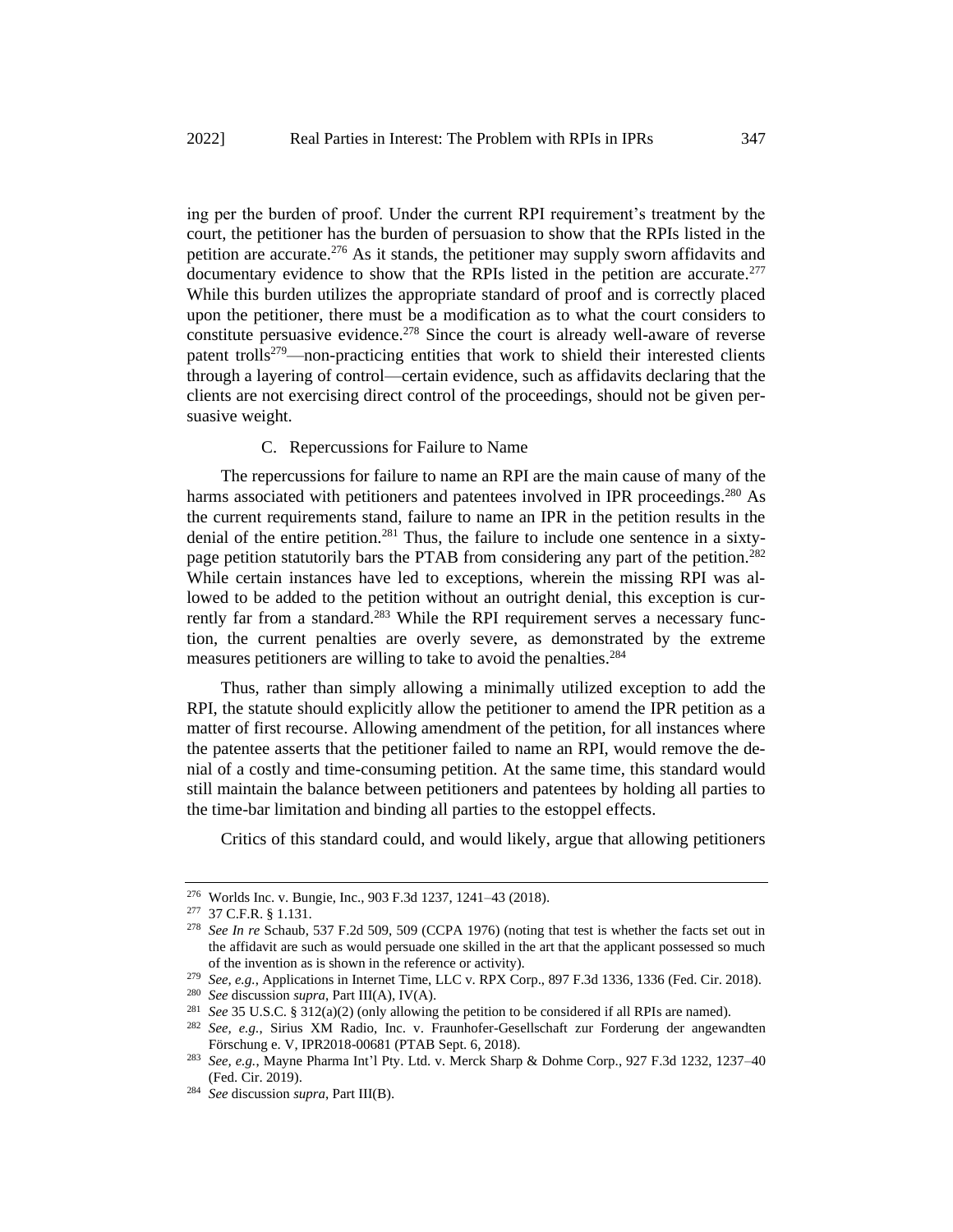ing per the burden of proof. Under the current RPI requirement's treatment by the court, the petitioner has the burden of persuasion to show that the RPIs listed in the petition are accurate.[276] As it stands, the petitioner may supply sworn affidavits and documentary evidence to show that the RPIs listed in the petition are accurate.[277] While this burden utilizes the appropriate standard of proof and is correctly placed upon the petitioner, there must be a modification as to what the court considers to constitute persuasive evidence.[278] Since the court is already well-aware of reverse patent trolls[279]—non-practicing entities that work to shield their interested clients through a layering of control—certain evidence, such as affidavits declaring that the clients are not exercising direct control of the proceedings, should not be given persuasive weight.

### C. Repercussions for Failure to Name

The repercussions for failure to name an RPI are the main cause of many of the harms associated with petitioners and patentees involved in IPR proceedings.[280] As the current requirements stand, failure to name an IPR in the petition results in the denial of the entire petition.[281] Thus, the failure to include one sentence in a sixty-page petition statutorily bars the PTAB from considering any part of the petition.[282] While certain instances have led to exceptions, wherein the missing RPI was allowed to be added to the petition without an outright denial, this exception is currently far from a standard.[283] While the RPI requirement serves a necessary function, the current penalties are overly severe, as demonstrated by the extreme measures petitioners are willing to take to avoid the penalties.[284]

Thus, rather than simply allowing a minimally utilized exception to add the RPI, the statute should explicitly allow the petitioner to amend the IPR petition as a matter of first recourse. Allowing amendment of the petition, for all instances where the patentee asserts that the petitioner failed to name an RPI, would remove the denial of a costly and time-consuming petition. At the same time, this standard would still maintain the balance between petitioners and patentees by holding all parties to the time-bar limitation and binding all parties to the estoppel effects.

Critics of this standard could, and would likely, argue that allowing petitioners

---

[276] Worlds Inc. v. Bungie, Inc., 903 F.3d 1237, 1241–43 (2018).

[277] 37 C.F.R. § 1.131.

[278] *See In re* Schaub, 537 F.2d 509, 509 (CCPA 1976) (noting that test is whether the facts set out in the affidavit are such as would persuade one skilled in the art that the applicant possessed so much of the invention as is shown in the reference or activity).

[279] *See, e.g.*, Applications in Internet Time, LLC v. RPX Corp., 897 F.3d 1336, 1336 (Fed. Cir. 2018).

[280] *See* discussion *supra*, Part III(A), IV(A).

[281] *See* 35 U.S.C. § 312(a)(2) (only allowing the petition to be considered if all RPIs are named).

[282] *See, e.g.*, Sirius XM Radio, Inc. v. Fraunhofer-Gesellschaft zur Forderung der angewandten Förschung e. V, IPR2018-00681 (PTAB Sept. 6, 2018).

[283] *See, e.g.*, Mayne Pharma Int'l Pty. Ltd. v. Merck Sharp & Dohme Corp., 927 F.3d 1232, 1237–40 (Fed. Cir. 2019).

[284] *See* discussion *supra*, Part III(B).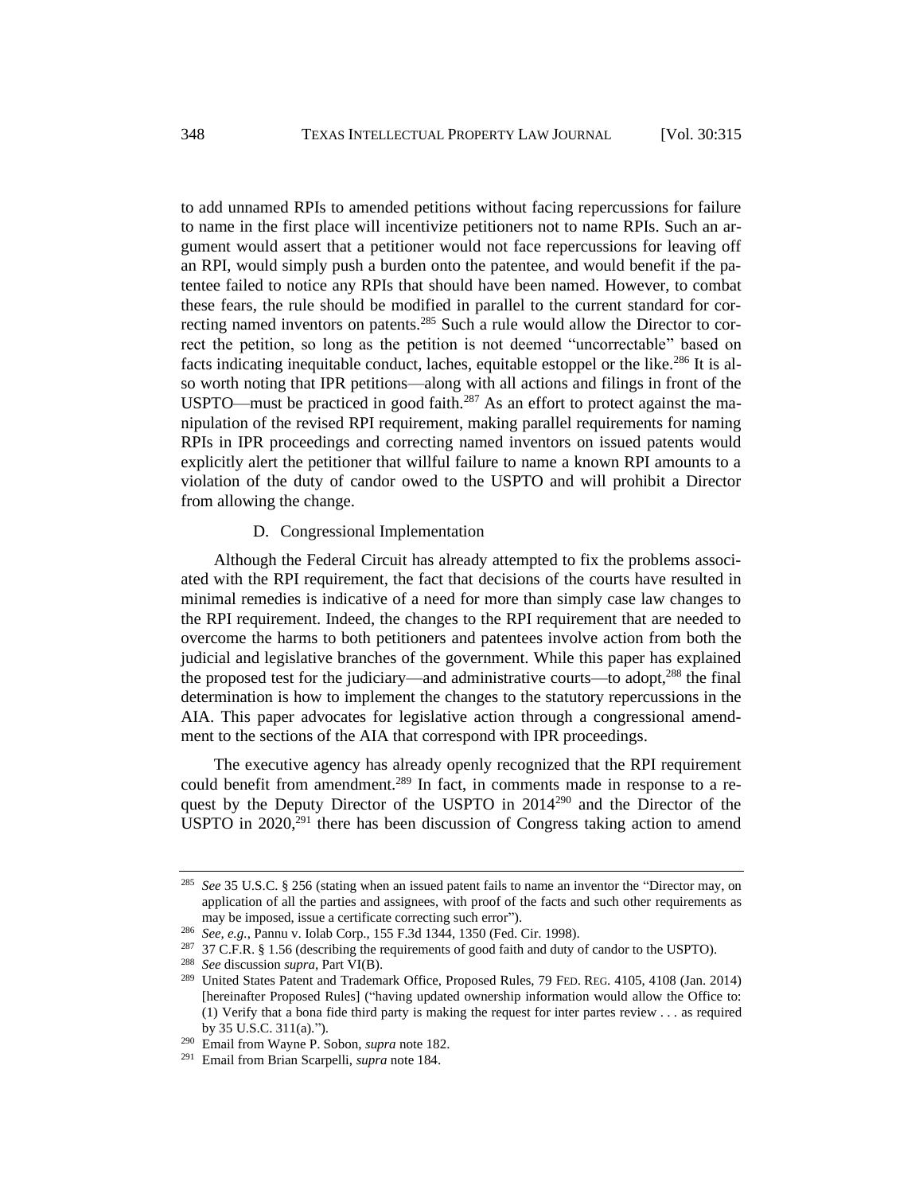to add unnamed RPIs to amended petitions without facing repercussions for failure to name in the first place will incentivize petitioners not to name RPIs. Such an argument would assert that a petitioner would not face repercussions for leaving off an RPI, would simply push a burden onto the patentee, and would benefit if the patentee failed to notice any RPIs that should have been named. However, to combat these fears, the rule should be modified in parallel to the current standard for correcting named inventors on patents.[285] Such a rule would allow the Director to correct the petition, so long as the petition is not deemed "uncorrectable" based on facts indicating inequitable conduct, laches, equitable estoppel or the like.[286] It is also worth noting that IPR petitions—along with all actions and filings in front of the USPTO—must be practiced in good faith.[287] As an effort to protect against the manipulation of the revised RPI requirement, making parallel requirements for naming RPIs in IPR proceedings and correcting named inventors on issued patents would explicitly alert the petitioner that willful failure to name a known RPI amounts to a violation of the duty of candor owed to the USPTO and will prohibit a Director from allowing the change.

### D. Congressional Implementation

Although the Federal Circuit has already attempted to fix the problems associated with the RPI requirement, the fact that decisions of the courts have resulted in minimal remedies is indicative of a need for more than simply case law changes to the RPI requirement. Indeed, the changes to the RPI requirement that are needed to overcome the harms to both petitioners and patentees involve action from both the judicial and legislative branches of the government. While this paper has explained the proposed test for the judiciary—and administrative courts—to adopt,[288] the final determination is how to implement the changes to the statutory repercussions in the AIA. This paper advocates for legislative action through a congressional amendment to the sections of the AIA that correspond with IPR proceedings.

The executive agency has already openly recognized that the RPI requirement could benefit from amendment.[289] In fact, in comments made in response to a request by the Deputy Director of the USPTO in 2014[290] and the Director of the USPTO in 2020,[291] there has been discussion of Congress taking action to amend

---

[285] *See* 35 U.S.C. § 256 (stating when an issued patent fails to name an inventor the "Director may, on application of all the parties and assignees, with proof of the facts and such other requirements as may be imposed, issue a certificate correcting such error").

[286] *See, e.g.*, Pannu v. Iolab Corp., 155 F.3d 1344, 1350 (Fed. Cir. 1998).

[287] 37 C.F.R. § 1.56 (describing the requirements of good faith and duty of candor to the USPTO).

[288] *See* discussion *supra*, Part VI(B).

[289] United States Patent and Trademark Office, Proposed Rules, 79 FED. REG. 4105, 4108 (Jan. 2014) [hereinafter Proposed Rules] ("having updated ownership information would allow the Office to: (1) Verify that a bona fide third party is making the request for inter partes review . . . as required by 35 U.S.C. 311(a).").

[290] Email from Wayne P. Sobon, *supra* note 182.

[291] Email from Brian Scarpelli, *supra* note 184.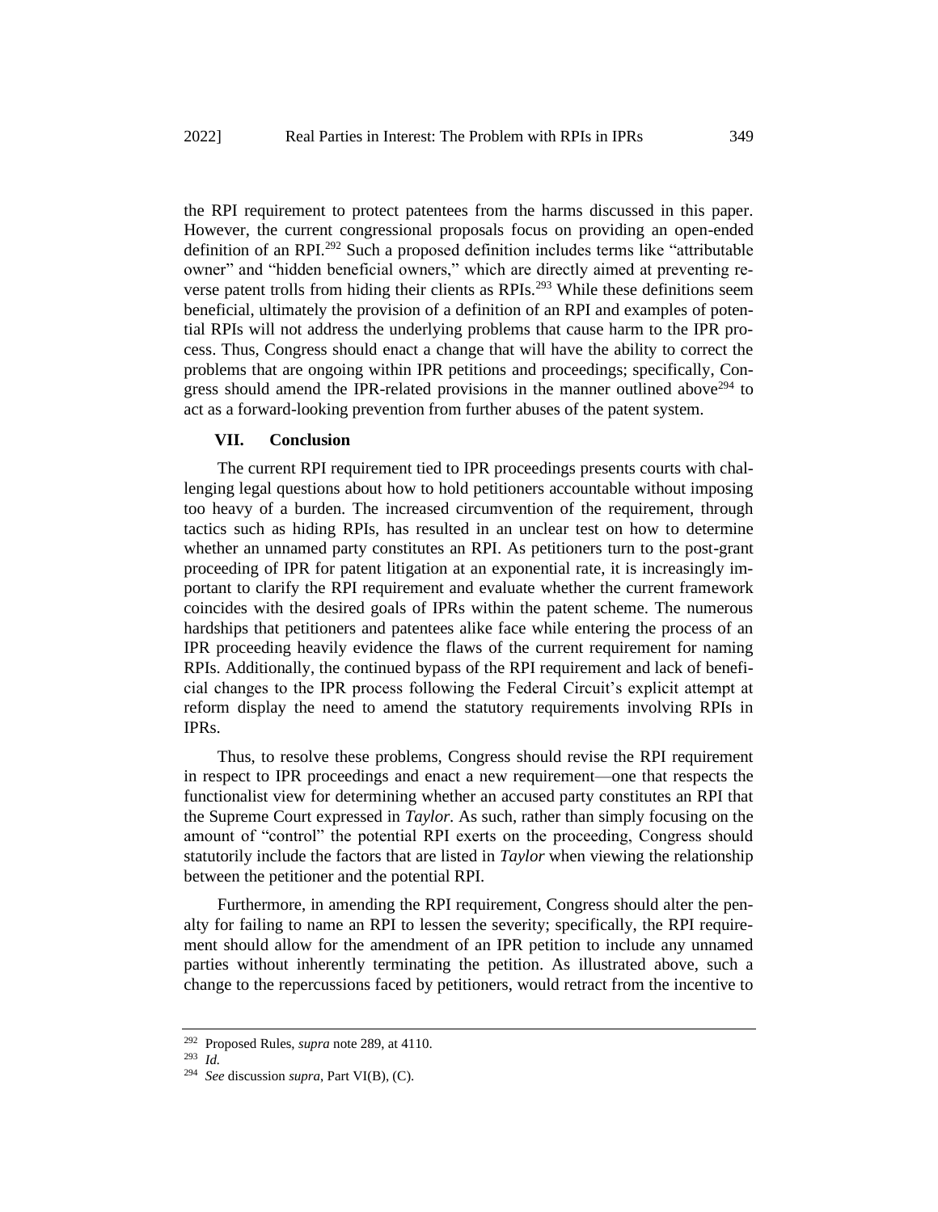the RPI requirement to protect patentees from the harms discussed in this paper. However, the current congressional proposals focus on providing an open-ended definition of an RPI.[292] Such a proposed definition includes terms like "attributable owner" and "hidden beneficial owners," which are directly aimed at preventing reverse patent trolls from hiding their clients as RPIs.[293] While these definitions seem beneficial, ultimately the provision of a definition of an RPI and examples of potential RPIs will not address the underlying problems that cause harm to the IPR process. Thus, Congress should enact a change that will have the ability to correct the problems that are ongoing within IPR petitions and proceedings; specifically, Congress should amend the IPR-related provisions in the manner outlined above[294] to act as a forward-looking prevention from further abuses of the patent system.

## VII. Conclusion

The current RPI requirement tied to IPR proceedings presents courts with challenging legal questions about how to hold petitioners accountable without imposing too heavy of a burden. The increased circumvention of the requirement, through tactics such as hiding RPIs, has resulted in an unclear test on how to determine whether an unnamed party constitutes an RPI. As petitioners turn to the post-grant proceeding of IPR for patent litigation at an exponential rate, it is increasingly important to clarify the RPI requirement and evaluate whether the current framework coincides with the desired goals of IPRs within the patent scheme. The numerous hardships that petitioners and patentees alike face while entering the process of an IPR proceeding heavily evidence the flaws of the current requirement for naming RPIs. Additionally, the continued bypass of the RPI requirement and lack of beneficial changes to the IPR process following the Federal Circuit's explicit attempt at reform display the need to amend the statutory requirements involving RPIs in IPRs.

Thus, to resolve these problems, Congress should revise the RPI requirement in respect to IPR proceedings and enact a new requirement—one that respects the functionalist view for determining whether an accused party constitutes an RPI that the Supreme Court expressed in *Taylor*. As such, rather than simply focusing on the amount of "control" the potential RPI exerts on the proceeding, Congress should statutorily include the factors that are listed in *Taylor* when viewing the relationship between the petitioner and the potential RPI.

Furthermore, in amending the RPI requirement, Congress should alter the penalty for failing to name an RPI to lessen the severity; specifically, the RPI requirement should allow for the amendment of an IPR petition to include any unnamed parties without inherently terminating the petition. As illustrated above, such a change to the repercussions faced by petitioners, would retract from the incentive to

---

[292] Proposed Rules, *supra* note 289, at 4110.

[293] *Id.*

[294] *See* discussion *supra*, Part VI(B), (C).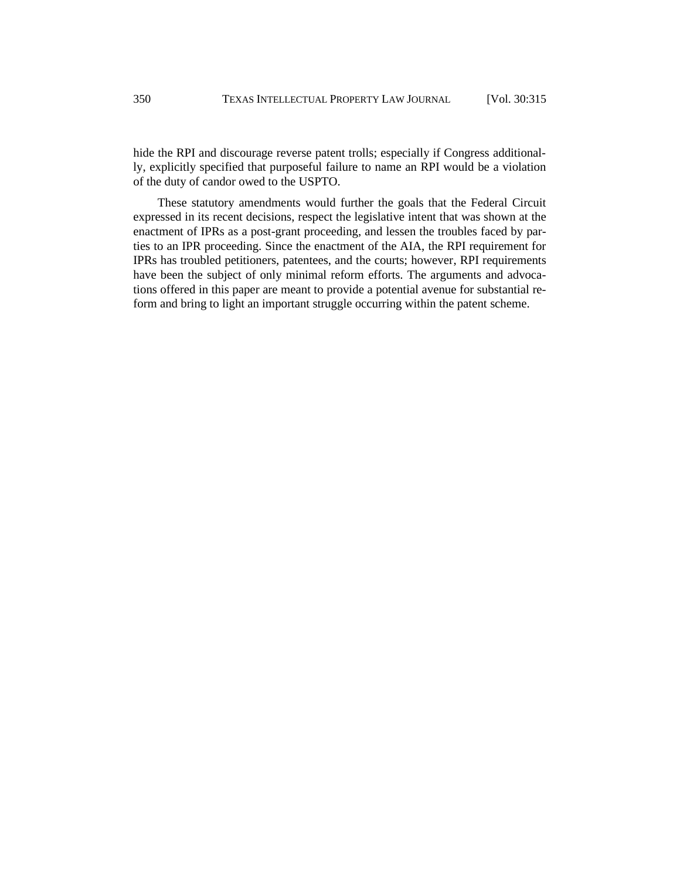hide the RPI and discourage reverse patent trolls; especially if Congress additionally, explicitly specified that purposeful failure to name an RPI would be a violation of the duty of candor owed to the USPTO.

These statutory amendments would further the goals that the Federal Circuit expressed in its recent decisions, respect the legislative intent that was shown at the enactment of IPRs as a post-grant proceeding, and lessen the troubles faced by parties to an IPR proceeding. Since the enactment of the AIA, the RPI requirement for IPRs has troubled petitioners, patentees, and the courts; however, RPI requirements have been the subject of only minimal reform efforts. The arguments and advocations offered in this paper are meant to provide a potential avenue for substantial reform and bring to light an important struggle occurring within the patent scheme.